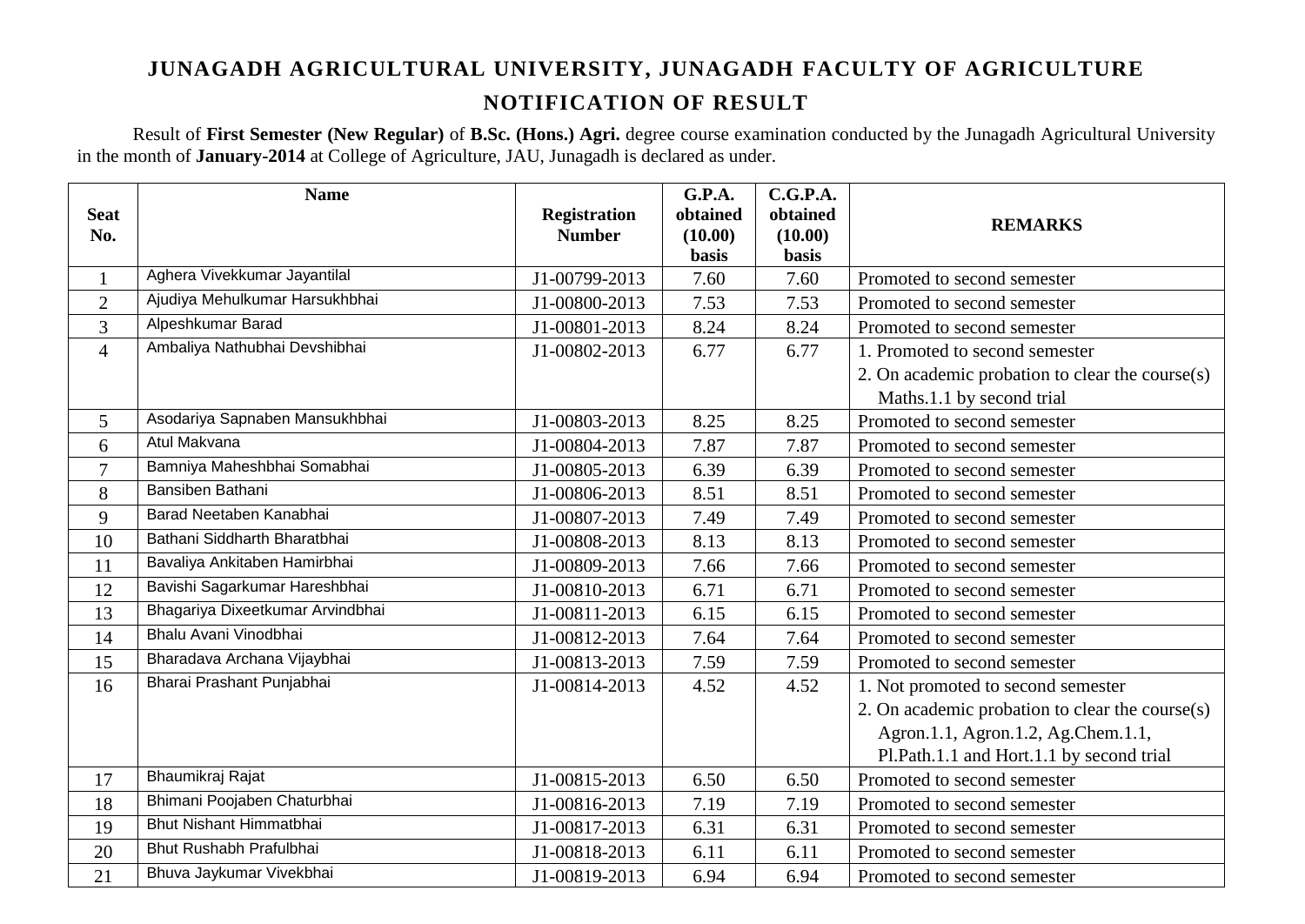# JUNAGADH AGRICULTURAL UNIVERSITY, JUNAGADH FACULTY OF AGRICULTURE

## NOTIFICATION OF RESULT

Result of **First Semester (New Regular)** of **B.Sc. (Hons.) Agri.** degree course examination conducted by the Junagadh Agricultural University in the month of **January-2014** at College of Agriculture, JAU, Junagadh is declared as under.

| Seat No. | Name | Registration Number | G.P.A. obtained (10.00) basis | C.G.P.A. obtained (10.00) basis | REMARKS |
|---|---|---|---|---|---|
| 1 | Aghera Vivekkumar Jayantilal | J1-00799-2013 | 7.60 | 7.60 | Promoted to second semester |
| 2 | Ajudiya Mehulkumar Harsukhbhai | J1-00800-2013 | 7.53 | 7.53 | Promoted to second semester |
| 3 | Alpeshkumar Barad | J1-00801-2013 | 8.24 | 8.24 | Promoted to second semester |
| 4 | Ambaliya Nathubhai Devshibhai | J1-00802-2013 | 6.77 | 6.77 | 1. Promoted to second semester<br>2. On academic probation to clear the course(s) Maths.1.1 by second trial |
| 5 | Asodariya Sapnaben Mansukhbhai | J1-00803-2013 | 8.25 | 8.25 | Promoted to second semester |
| 6 | Atul Makvana | J1-00804-2013 | 7.87 | 7.87 | Promoted to second semester |
| 7 | Bamniya Maheshbhai Somabhai | J1-00805-2013 | 6.39 | 6.39 | Promoted to second semester |
| 8 | Bansiben Bathani | J1-00806-2013 | 8.51 | 8.51 | Promoted to second semester |
| 9 | Barad Neetaben Kanabhai | J1-00807-2013 | 7.49 | 7.49 | Promoted to second semester |
| 10 | Bathani Siddharth Bharatbhai | J1-00808-2013 | 8.13 | 8.13 | Promoted to second semester |
| 11 | Bavaliya Ankitaben Hamirbhai | J1-00809-2013 | 7.66 | 7.66 | Promoted to second semester |
| 12 | Bavishi Sagarkumar Hareshbhai | J1-00810-2013 | 6.71 | 6.71 | Promoted to second semester |
| 13 | Bhagariya Dixeetkumar Arvindbhai | J1-00811-2013 | 6.15 | 6.15 | Promoted to second semester |
| 14 | Bhalu Avani Vinodbhai | J1-00812-2013 | 7.64 | 7.64 | Promoted to second semester |
| 15 | Bharadava Archana Vijaybhai | J1-00813-2013 | 7.59 | 7.59 | Promoted to second semester |
| 16 | Bharai Prashant Punjabhai | J1-00814-2013 | 4.52 | 4.52 | 1. Not promoted to second semester<br>2. On academic probation to clear the course(s) Agron.1.1, Agron.1.2, Ag.Chem.1.1, Pl.Path.1.1 and Hort.1.1 by second trial |
| 17 | Bhaumikraj Rajat | J1-00815-2013 | 6.50 | 6.50 | Promoted to second semester |
| 18 | Bhimani Poojaben Chaturbhai | J1-00816-2013 | 7.19 | 7.19 | Promoted to second semester |
| 19 | Bhut Nishant Himmatbhai | J1-00817-2013 | 6.31 | 6.31 | Promoted to second semester |
| 20 | Bhut Rushabh Prafulbhai | J1-00818-2013 | 6.11 | 6.11 | Promoted to second semester |
| 21 | Bhuva Jaykumar Vivekbhai | J1-00819-2013 | 6.94 | 6.94 | Promoted to second semester |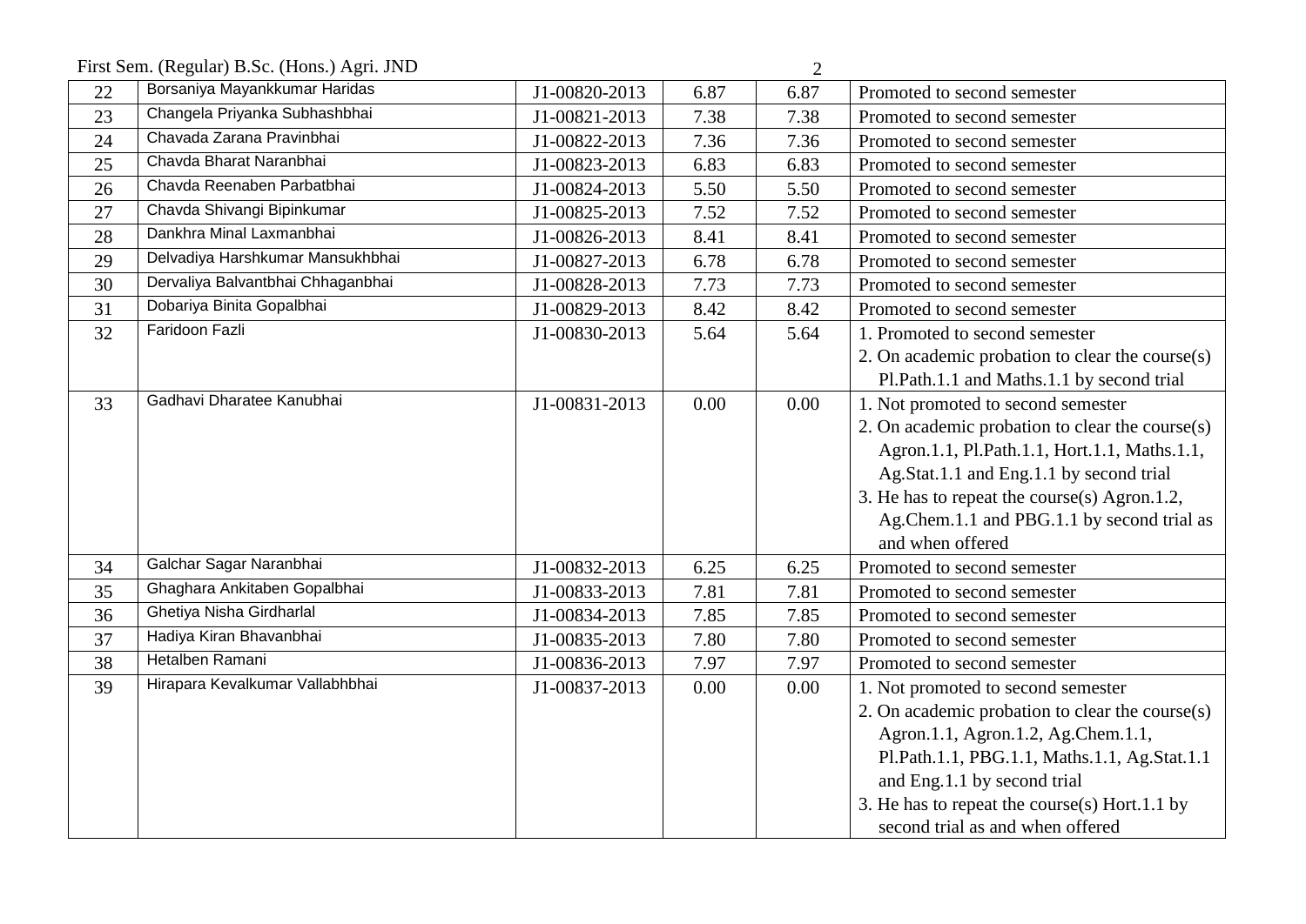| 22 | Borsaniya Mayankkumar Haridas | J1-00820-2013 | 6.87 | 6.87 | Promoted to second semester |
|---|---|---|---|---|---|
| 23 | Changela Priyanka Subhashbhai | J1-00821-2013 | 7.38 | 7.38 | Promoted to second semester |
| 24 | Chavada Zarana Pravinbhai | J1-00822-2013 | 7.36 | 7.36 | Promoted to second semester |
| 25 | Chavda Bharat Naranbhai | J1-00823-2013 | 6.83 | 6.83 | Promoted to second semester |
| 26 | Chavda Reenaben Parbatbhai | J1-00824-2013 | 5.50 | 5.50 | Promoted to second semester |
| 27 | Chavda Shivangi Bipinkumar | J1-00825-2013 | 7.52 | 7.52 | Promoted to second semester |
| 28 | Dankhra Minal Laxmanbhai | J1-00826-2013 | 8.41 | 8.41 | Promoted to second semester |
| 29 | Delvadiya Harshkumar Mansukhbhai | J1-00827-2013 | 6.78 | 6.78 | Promoted to second semester |
| 30 | Dervaliya Balvantbhai Chhaganbhai | J1-00828-2013 | 7.73 | 7.73 | Promoted to second semester |
| 31 | Dobariya Binita Gopalbhai | J1-00829-2013 | 8.42 | 8.42 | Promoted to second semester |
| 32 | Faridoon Fazli | J1-00830-2013 | 5.64 | 5.64 | 1. Promoted to second semester<br>2. On academic probation to clear the course(s) Pl.Path.1.1 and Maths.1.1 by second trial |
| 33 | Gadhavi Dharatee Kanubhai | J1-00831-2013 | 0.00 | 0.00 | 1. Not promoted to second semester<br>2. On academic probation to clear the course(s) Agron.1.1, Pl.Path.1.1, Hort.1.1, Maths.1.1, Ag.Stat.1.1 and Eng.1.1 by second trial<br>3. He has to repeat the course(s) Agron.1.2, Ag.Chem.1.1 and PBG.1.1 by second trial as and when offered |
| 34 | Galchar Sagar Naranbhai | J1-00832-2013 | 6.25 | 6.25 | Promoted to second semester |
| 35 | Ghaghara Ankitaben Gopalbhai | J1-00833-2013 | 7.81 | 7.81 | Promoted to second semester |
| 36 | Ghetiya Nisha Girdharlal | J1-00834-2013 | 7.85 | 7.85 | Promoted to second semester |
| 37 | Hadiya Kiran Bhavanbhai | J1-00835-2013 | 7.80 | 7.80 | Promoted to second semester |
| 38 | Hetalben Ramani | J1-00836-2013 | 7.97 | 7.97 | Promoted to second semester |
| 39 | Hirapara Kevalkumar Vallabhbhai | J1-00837-2013 | 0.00 | 0.00 | 1. Not promoted to second semester<br>2. On academic probation to clear the course(s) Agron.1.1, Agron.1.2, Ag.Chem.1.1, Pl.Path.1.1, PBG.1.1, Maths.1.1, Ag.Stat.1.1 and Eng.1.1 by second trial<br>3. He has to repeat the course(s) Hort.1.1 by second trial as and when offered |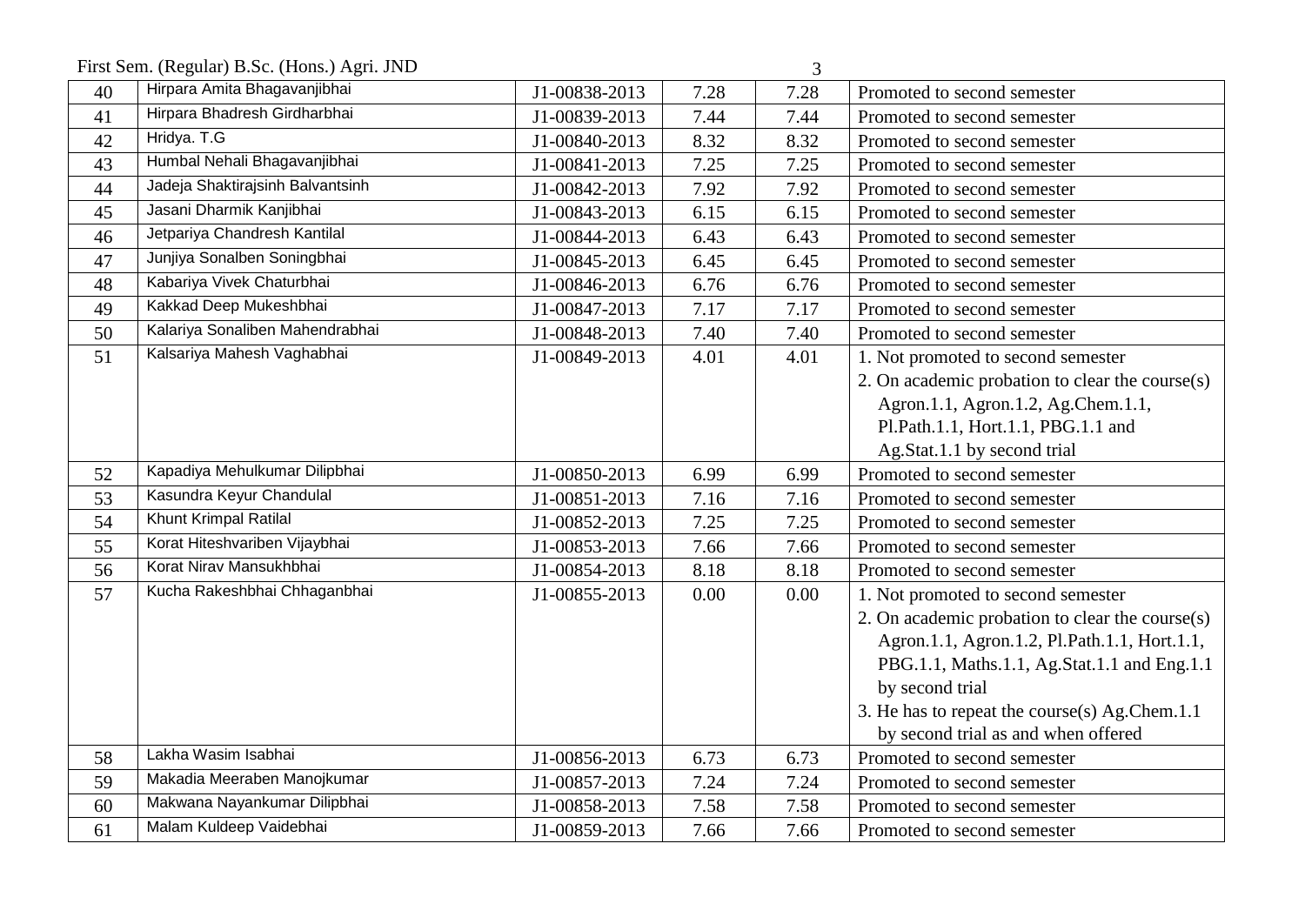First Sem. (Regular) B.Sc. (Hons.) Agri. JND

| | | | | | |
|---|---|---|---|---|---|
| 40 | Hirpara Amita Bhagavanjibhai | J1-00838-2013 | 7.28 | 7.28 | Promoted to second semester |
| 41 | Hirpara Bhadresh Girdharbhai | J1-00839-2013 | 7.44 | 7.44 | Promoted to second semester |
| 42 | Hridya. T.G | J1-00840-2013 | 8.32 | 8.32 | Promoted to second semester |
| 43 | Humbal Nehali Bhagavanjibhai | J1-00841-2013 | 7.25 | 7.25 | Promoted to second semester |
| 44 | Jadeja Shaktirajsinh Balvantsinh | J1-00842-2013 | 7.92 | 7.92 | Promoted to second semester |
| 45 | Jasani Dharmik Kanjibhai | J1-00843-2013 | 6.15 | 6.15 | Promoted to second semester |
| 46 | Jetpariya Chandresh Kantilal | J1-00844-2013 | 6.43 | 6.43 | Promoted to second semester |
| 47 | Junjiya Sonalben Soningbhai | J1-00845-2013 | 6.45 | 6.45 | Promoted to second semester |
| 48 | Kabariya Vivek Chaturbhai | J1-00846-2013 | 6.76 | 6.76 | Promoted to second semester |
| 49 | Kakkad Deep Mukeshbhai | J1-00847-2013 | 7.17 | 7.17 | Promoted to second semester |
| 50 | Kalariya Sonaliben Mahendrabhai | J1-00848-2013 | 7.40 | 7.40 | Promoted to second semester |
| 51 | Kalsariya Mahesh Vaghabhai | J1-00849-2013 | 4.01 | 4.01 | 1. Not promoted to second semester<br>2. On academic probation to clear the course(s) Agron.1.1, Agron.1.2, Ag.Chem.1.1, Pl.Path.1.1, Hort.1.1, PBG.1.1 and Ag.Stat.1.1 by second trial |
| 52 | Kapadiya Mehulkumar Dilipbhai | J1-00850-2013 | 6.99 | 6.99 | Promoted to second semester |
| 53 | Kasundra Keyur Chandulal | J1-00851-2013 | 7.16 | 7.16 | Promoted to second semester |
| 54 | Khunt Krimpal Ratilal | J1-00852-2013 | 7.25 | 7.25 | Promoted to second semester |
| 55 | Korat Hiteshvariben Vijaybhai | J1-00853-2013 | 7.66 | 7.66 | Promoted to second semester |
| 56 | Korat Nirav Mansukhbhai | J1-00854-2013 | 8.18 | 8.18 | Promoted to second semester |
| 57 | Kucha Rakeshbhai Chhaganbhai | J1-00855-2013 | 0.00 | 0.00 | 1. Not promoted to second semester<br>2. On academic probation to clear the course(s) Agron.1.1, Agron.1.2, Pl.Path.1.1, Hort.1.1, PBG.1.1, Maths.1.1, Ag.Stat.1.1 and Eng.1.1 by second trial<br>3. He has to repeat the course(s) Ag.Chem.1.1 by second trial as and when offered |
| 58 | Lakha Wasim Isabhai | J1-00856-2013 | 6.73 | 6.73 | Promoted to second semester |
| 59 | Makadia Meeraben Manojkumar | J1-00857-2013 | 7.24 | 7.24 | Promoted to second semester |
| 60 | Makwana Nayankumar Dilipbhai | J1-00858-2013 | 7.58 | 7.58 | Promoted to second semester |
| 61 | Malam Kuldeep Vaidebhai | J1-00859-2013 | 7.66 | 7.66 | Promoted to second semester |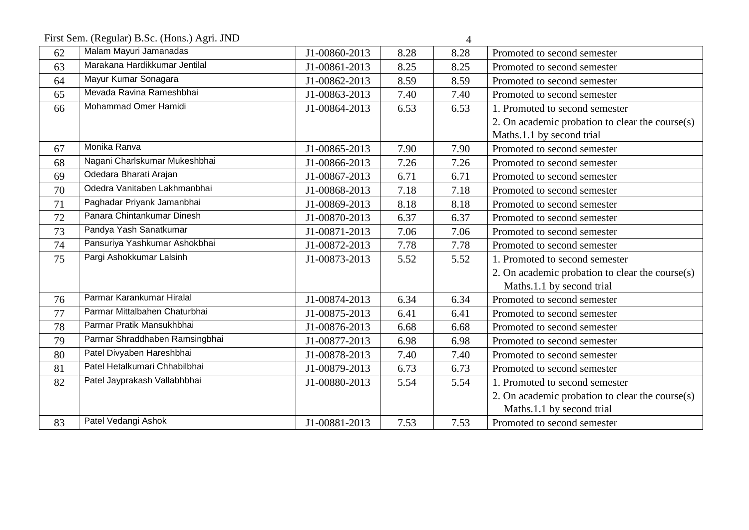First Sem. (Regular) B.Sc. (Hons.) Agri. JND

| | | | | | |
|---|---|---|---|---|---|
| 62 | Malam Mayuri Jamanadas | J1-00860-2013 | 8.28 | 8.28 | Promoted to second semester |
| 63 | Marakana Hardikkumar Jentilal | J1-00861-2013 | 8.25 | 8.25 | Promoted to second semester |
| 64 | Mayur Kumar Sonagara | J1-00862-2013 | 8.59 | 8.59 | Promoted to second semester |
| 65 | Mevada Ravina Rameshbhai | J1-00863-2013 | 7.40 | 7.40 | Promoted to second semester |
| 66 | Mohammad Omer Hamidi | J1-00864-2013 | 6.53 | 6.53 | 1. Promoted to second semester<br>2. On academic probation to clear the course(s) Maths.1.1 by second trial |
| 67 | Monika Ranva | J1-00865-2013 | 7.90 | 7.90 | Promoted to second semester |
| 68 | Nagani Charlskumar Mukeshbhai | J1-00866-2013 | 7.26 | 7.26 | Promoted to second semester |
| 69 | Odedara Bharati Arajan | J1-00867-2013 | 6.71 | 6.71 | Promoted to second semester |
| 70 | Odedra Vanitaben Lakhmanbhai | J1-00868-2013 | 7.18 | 7.18 | Promoted to second semester |
| 71 | Paghadar Priyank Jamanbhai | J1-00869-2013 | 8.18 | 8.18 | Promoted to second semester |
| 72 | Panara Chintankumar Dinesh | J1-00870-2013 | 6.37 | 6.37 | Promoted to second semester |
| 73 | Pandya Yash Sanatkumar | J1-00871-2013 | 7.06 | 7.06 | Promoted to second semester |
| 74 | Pansuriya Yashkumar Ashokbhai | J1-00872-2013 | 7.78 | 7.78 | Promoted to second semester |
| 75 | Pargi Ashokkumar Lalsinh | J1-00873-2013 | 5.52 | 5.52 | 1. Promoted to second semester<br>2. On academic probation to clear the course(s) Maths.1.1 by second trial |
| 76 | Parmar Karankumar Hiralal | J1-00874-2013 | 6.34 | 6.34 | Promoted to second semester |
| 77 | Parmar Mittalbahen Chaturbhai | J1-00875-2013 | 6.41 | 6.41 | Promoted to second semester |
| 78 | Parmar Pratik Mansukhbhai | J1-00876-2013 | 6.68 | 6.68 | Promoted to second semester |
| 79 | Parmar Shraddhaben Ramsingbhai | J1-00877-2013 | 6.98 | 6.98 | Promoted to second semester |
| 80 | Patel Divyaben Hareshbhai | J1-00878-2013 | 7.40 | 7.40 | Promoted to second semester |
| 81 | Patel Hetalkumari Chhabilbhai | J1-00879-2013 | 6.73 | 6.73 | Promoted to second semester |
| 82 | Patel Jayprakash Vallabhbhai | J1-00880-2013 | 5.54 | 5.54 | 1. Promoted to second semester<br>2. On academic probation to clear the course(s) Maths.1.1 by second trial |
| 83 | Patel Vedangi Ashok | J1-00881-2013 | 7.53 | 7.53 | Promoted to second semester |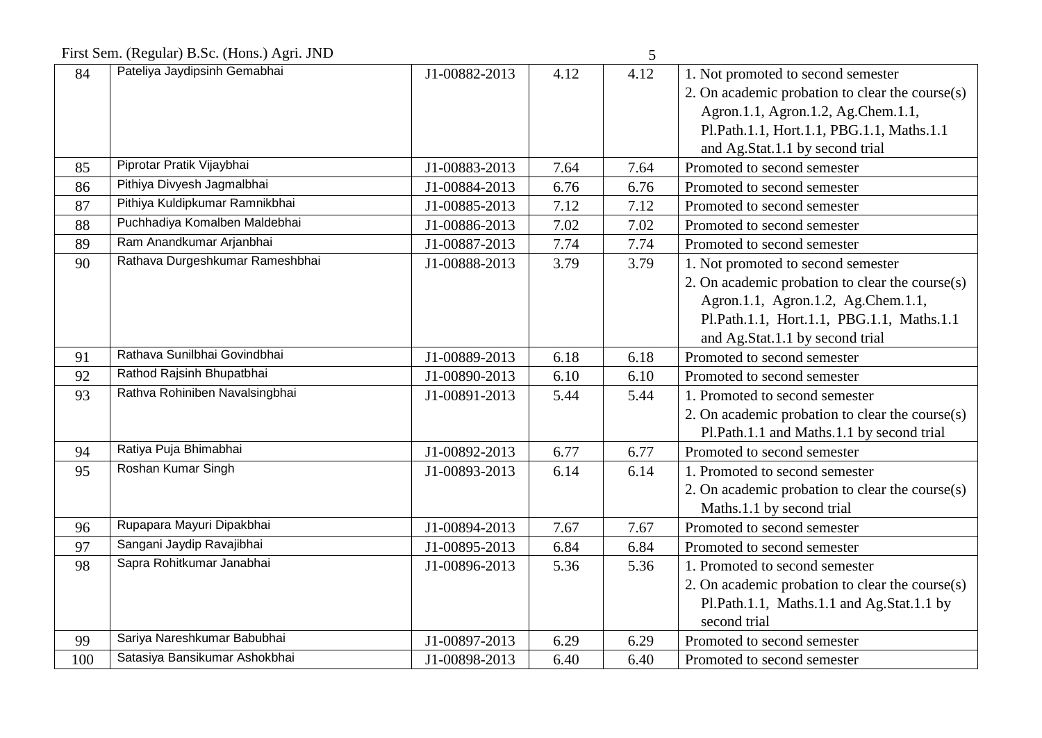First Sem. (Regular) B.Sc. (Hons.) Agri. JND

| | | | | | |
|---|---|---|---|---|---|
| 84 | Pateliya Jaydipsinh Gemabhai | J1-00882-2013 | 4.12 | 4.12 | 1. Not promoted to second semester<br>2. On academic probation to clear the course(s) Agron.1.1, Agron.1.2, Ag.Chem.1.1, Pl.Path.1.1, Hort.1.1, PBG.1.1, Maths.1.1 and Ag.Stat.1.1 by second trial |
| 85 | Piprotar Pratik Vijaybhai | J1-00883-2013 | 7.64 | 7.64 | Promoted to second semester |
| 86 | Pithiya Divyesh Jagmalbhai | J1-00884-2013 | 6.76 | 6.76 | Promoted to second semester |
| 87 | Pithiya Kuldipkumar Ramnikbhai | J1-00885-2013 | 7.12 | 7.12 | Promoted to second semester |
| 88 | Puchhadiya Komalben Maldebhai | J1-00886-2013 | 7.02 | 7.02 | Promoted to second semester |
| 89 | Ram Anandkumar Arjanbhai | J1-00887-2013 | 7.74 | 7.74 | Promoted to second semester |
| 90 | Rathava Durgeshkumar Rameshbhai | J1-00888-2013 | 3.79 | 3.79 | 1. Not promoted to second semester<br>2. On academic probation to clear the course(s) Agron.1.1, Agron.1.2, Ag.Chem.1.1, Pl.Path.1.1, Hort.1.1, PBG.1.1, Maths.1.1 and Ag.Stat.1.1 by second trial |
| 91 | Rathava Sunilbhai Govindbhai | J1-00889-2013 | 6.18 | 6.18 | Promoted to second semester |
| 92 | Rathod Rajsinh Bhupatbhai | J1-00890-2013 | 6.10 | 6.10 | Promoted to second semester |
| 93 | Rathva Rohiniben Navalsingbhai | J1-00891-2013 | 5.44 | 5.44 | 1. Promoted to second semester<br>2. On academic probation to clear the course(s) Pl.Path.1.1 and Maths.1.1 by second trial |
| 94 | Ratiya Puja Bhimabhai | J1-00892-2013 | 6.77 | 6.77 | Promoted to second semester |
| 95 | Roshan Kumar Singh | J1-00893-2013 | 6.14 | 6.14 | 1. Promoted to second semester<br>2. On academic probation to clear the course(s) Maths.1.1 by second trial |
| 96 | Rupapara Mayuri Dipakbhai | J1-00894-2013 | 7.67 | 7.67 | Promoted to second semester |
| 97 | Sangani Jaydip Ravajibhai | J1-00895-2013 | 6.84 | 6.84 | Promoted to second semester |
| 98 | Sapra Rohitkumar Janabhai | J1-00896-2013 | 5.36 | 5.36 | 1. Promoted to second semester<br>2. On academic probation to clear the course(s) Pl.Path.1.1, Maths.1.1 and Ag.Stat.1.1 by second trial |
| 99 | Sariya Nareshkumar Babubhai | J1-00897-2013 | 6.29 | 6.29 | Promoted to second semester |
| 100 | Satasiya Bansikumar Ashokbhai | J1-00898-2013 | 6.40 | 6.40 | Promoted to second semester |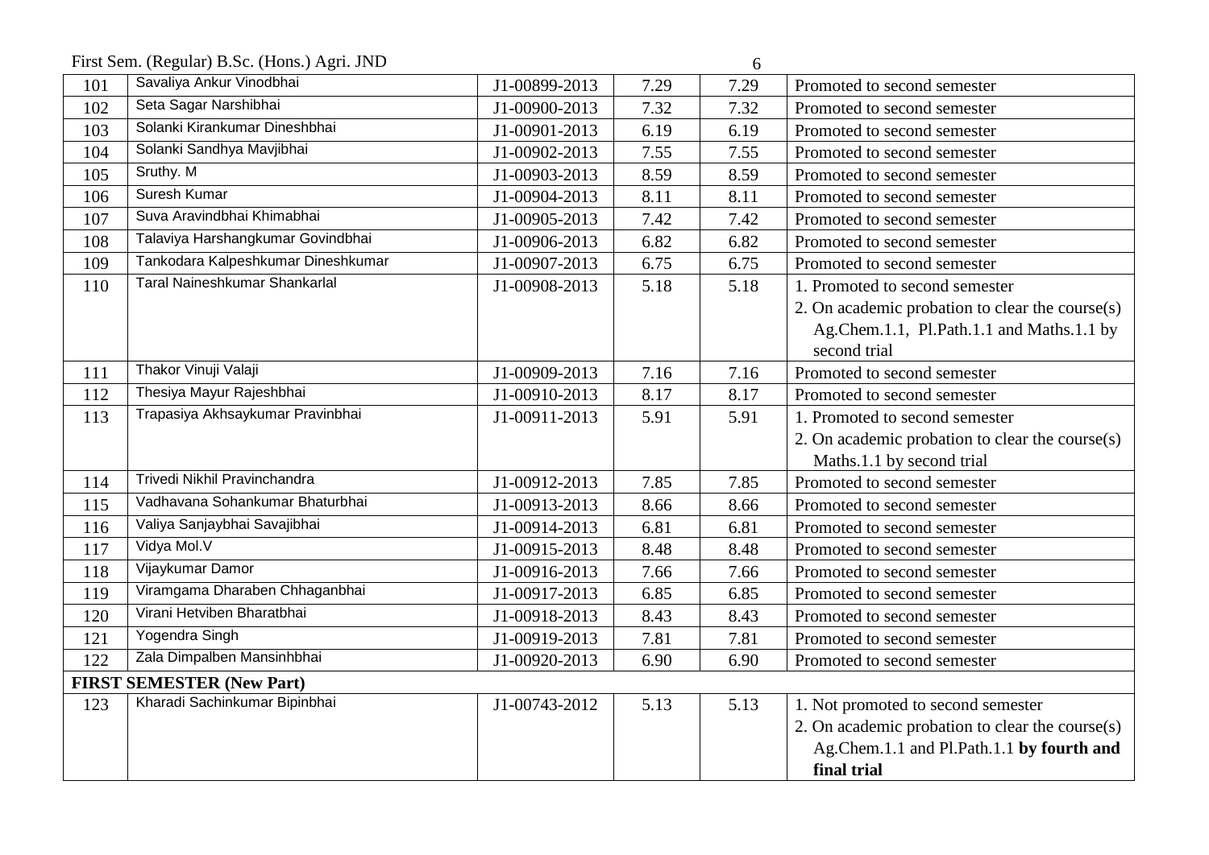First Sem. (Regular) B.Sc. (Hons.) Agri. JND

| | | | | | |
|---|---|---|---|---|---|
| 101 | Savaliya Ankur Vinodbhai | J1-00899-2013 | 7.29 | 7.29 | Promoted to second semester |
| 102 | Seta Sagar Narshibhai | J1-00900-2013 | 7.32 | 7.32 | Promoted to second semester |
| 103 | Solanki Kirankumar Dineshbhai | J1-00901-2013 | 6.19 | 6.19 | Promoted to second semester |
| 104 | Solanki Sandhya Mavjibhai | J1-00902-2013 | 7.55 | 7.55 | Promoted to second semester |
| 105 | Sruthy. M | J1-00903-2013 | 8.59 | 8.59 | Promoted to second semester |
| 106 | Suresh Kumar | J1-00904-2013 | 8.11 | 8.11 | Promoted to second semester |
| 107 | Suva Aravindbhai Khimabhai | J1-00905-2013 | 7.42 | 7.42 | Promoted to second semester |
| 108 | Talaviya Harshangkumar Govindbhai | J1-00906-2013 | 6.82 | 6.82 | Promoted to second semester |
| 109 | Tankodara Kalpeshkumar Dineshkumar | J1-00907-2013 | 6.75 | 6.75 | Promoted to second semester |
| 110 | Taral Naineshkumar Shankarlal | J1-00908-2013 | 5.18 | 5.18 | 1. Promoted to second semester<br>2. On academic probation to clear the course(s) Ag.Chem.1.1, Pl.Path.1.1 and Maths.1.1 by second trial |
| 111 | Thakor Vinuji Valaji | J1-00909-2013 | 7.16 | 7.16 | Promoted to second semester |
| 112 | Thesiya Mayur Rajeshbhai | J1-00910-2013 | 8.17 | 8.17 | Promoted to second semester |
| 113 | Trapasiya Akhsaykumar Pravinbhai | J1-00911-2013 | 5.91 | 5.91 | 1. Promoted to second semester<br>2. On academic probation to clear the course(s) Maths.1.1 by second trial |
| 114 | Trivedi Nikhil Pravinchandra | J1-00912-2013 | 7.85 | 7.85 | Promoted to second semester |
| 115 | Vadhavana Sohankumar Bhaturbhai | J1-00913-2013 | 8.66 | 8.66 | Promoted to second semester |
| 116 | Valiya Sanjaybhai Savajibhai | J1-00914-2013 | 6.81 | 6.81 | Promoted to second semester |
| 117 | Vidya Mol.V | J1-00915-2013 | 8.48 | 8.48 | Promoted to second semester |
| 118 | Vijaykumar Damor | J1-00916-2013 | 7.66 | 7.66 | Promoted to second semester |
| 119 | Viramgama Dharaben Chhaganbhai | J1-00917-2013 | 6.85 | 6.85 | Promoted to second semester |
| 120 | Virani Hetviben Bharatbhai | J1-00918-2013 | 8.43 | 8.43 | Promoted to second semester |
| 121 | Yogendra Singh | J1-00919-2013 | 7.81 | 7.81 | Promoted to second semester |
| 122 | Zala Dimpalben Mansinhbhai | J1-00920-2013 | 6.90 | 6.90 | Promoted to second semester |
| **FIRST SEMESTER (New Part)** | | | | | |
| 123 | Kharadi Sachinkumar Bipinbhai | J1-00743-2012 | 5.13 | 5.13 | 1. Not promoted to second semester<br>2. On academic probation to clear the course(s) Ag.Chem.1.1 and Pl.Path.1.1 **by fourth and final trial** |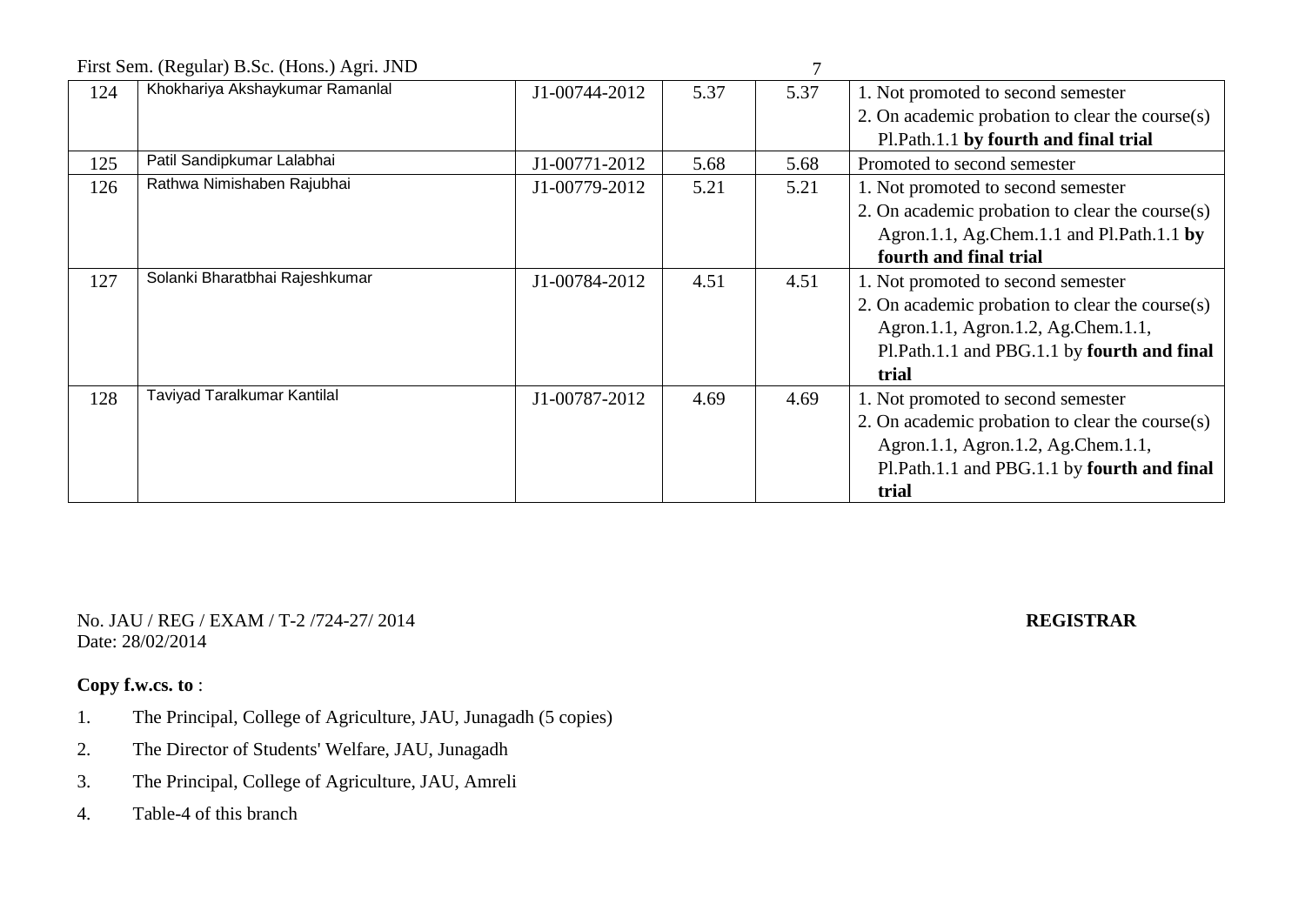| 124 | Khokhariya Akshaykumar Ramanlal | J1-00744-2012 | 5.37 | 5.37 | 1. Not promoted to second semester<br>2. On academic probation to clear the course(s) Pl.Path.1.1 **by fourth and final trial** |
|---|---|---|---|---|---|
| 125 | Patil Sandipkumar Lalabhai | J1-00771-2012 | 5.68 | 5.68 | Promoted to second semester |
| 126 | Rathwa Nimishaben Rajubhai | J1-00779-2012 | 5.21 | 5.21 | 1. Not promoted to second semester<br>2. On academic probation to clear the course(s) Agron.1.1, Ag.Chem.1.1 and Pl.Path.1.1 **by fourth and final trial** |
| 127 | Solanki Bharatbhai Rajeshkumar | J1-00784-2012 | 4.51 | 4.51 | 1. Not promoted to second semester<br>2. On academic probation to clear the course(s) Agron.1.1, Agron.1.2, Ag.Chem.1.1, Pl.Path.1.1 and PBG.1.1 by **fourth and final trial** |
| 128 | Taviyad Taralkumar Kantilal | J1-00787-2012 | 4.69 | 4.69 | 1. Not promoted to second semester<br>2. On academic probation to clear the course(s) Agron.1.1, Agron.1.2, Ag.Chem.1.1, Pl.Path.1.1 and PBG.1.1 by **fourth and final trial** |

No. JAU / REG / EXAM / T-2 /724-27/ 2014

Date: 28/02/2014

**REGISTRAR**

**Copy f.w.cs. to** :

1. The Principal, College of Agriculture, JAU, Junagadh (5 copies)
2. The Director of Students' Welfare, JAU, Junagadh
3. The Principal, College of Agriculture, JAU, Amreli
4. Table-4 of this branch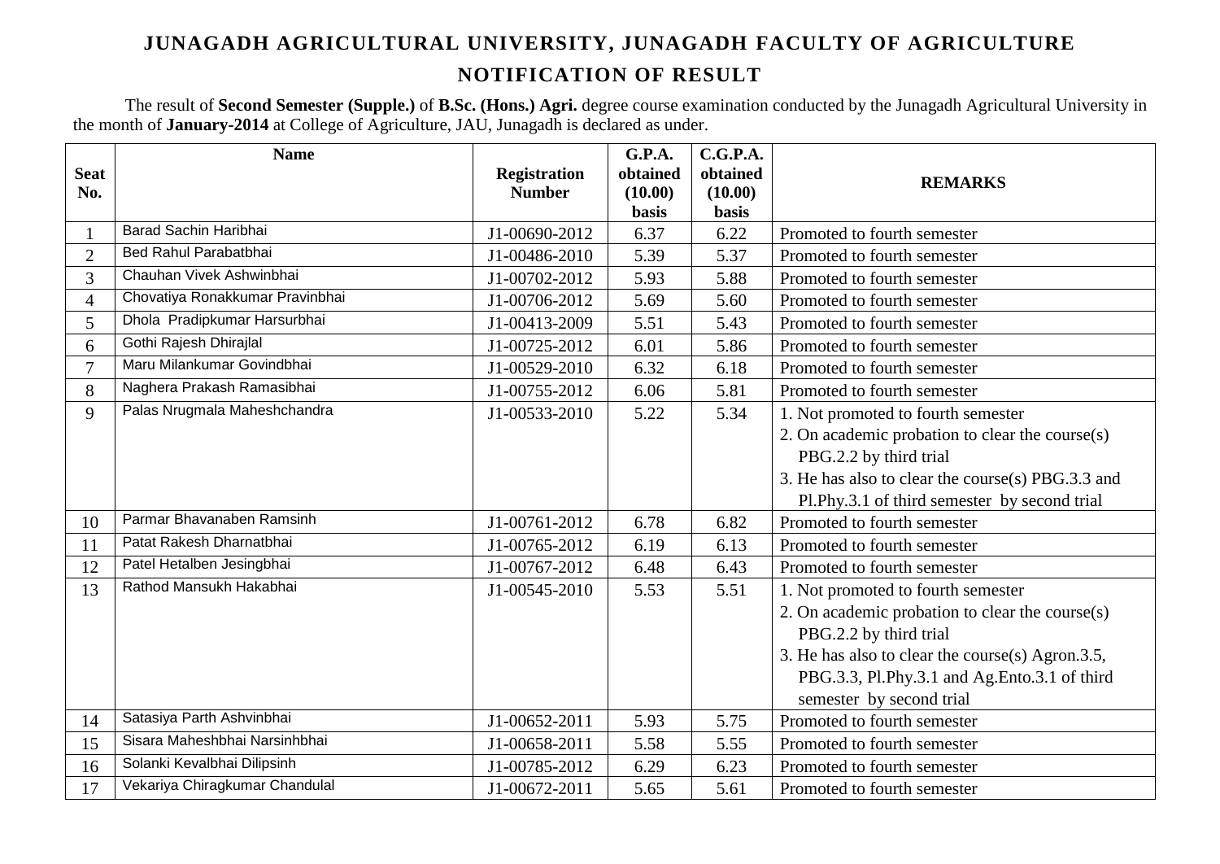# JUNAGADH AGRICULTURAL UNIVERSITY, JUNAGADH FACULTY OF AGRICULTURE

## NOTIFICATION OF RESULT

The result of **Second Semester (Supple.)** of **B.Sc. (Hons.) Agri.** degree course examination conducted by the Junagadh Agricultural University in the month of **January-2014** at College of Agriculture, JAU, Junagadh is declared as under.

| Seat No. | Name | Registration Number | G.P.A. obtained (10.00) basis | C.G.P.A. obtained (10.00) basis | REMARKS |
|---|---|---|---|---|---|
| 1 | Barad Sachin Haribhai | J1-00690-2012 | 6.37 | 6.22 | Promoted to fourth semester |
| 2 | Bed Rahul Parabatbhai | J1-00486-2010 | 5.39 | 5.37 | Promoted to fourth semester |
| 3 | Chauhan Vivek Ashwinbhai | J1-00702-2012 | 5.93 | 5.88 | Promoted to fourth semester |
| 4 | Chovatiya Ronakkumar Pravinbhai | J1-00706-2012 | 5.69 | 5.60 | Promoted to fourth semester |
| 5 | Dhola Pradipkumar Harsurbhai | J1-00413-2009 | 5.51 | 5.43 | Promoted to fourth semester |
| 6 | Gothi Rajesh Dhirajlal | J1-00725-2012 | 6.01 | 5.86 | Promoted to fourth semester |
| 7 | Maru Milankumar Govindbhai | J1-00529-2010 | 6.32 | 6.18 | Promoted to fourth semester |
| 8 | Naghera Prakash Ramasibhai | J1-00755-2012 | 6.06 | 5.81 | Promoted to fourth semester |
| 9 | Palas Nrugmala Maheshchandra | J1-00533-2010 | 5.22 | 5.34 | 1. Not promoted to fourth semester<br>2. On academic probation to clear the course(s) PBG.2.2 by third trial<br>3. He has also to clear the course(s) PBG.3.3 and Pl.Phy.3.1 of third semester by second trial |
| 10 | Parmar Bhavanaben Ramsinh | J1-00761-2012 | 6.78 | 6.82 | Promoted to fourth semester |
| 11 | Patat Rakesh Dharnatbhai | J1-00765-2012 | 6.19 | 6.13 | Promoted to fourth semester |
| 12 | Patel Hetalben Jesingbhai | J1-00767-2012 | 6.48 | 6.43 | Promoted to fourth semester |
| 13 | Rathod Mansukh Hakabhai | J1-00545-2010 | 5.53 | 5.51 | 1. Not promoted to fourth semester<br>2. On academic probation to clear the course(s) PBG.2.2 by third trial<br>3. He has also to clear the course(s) Agron.3.5, PBG.3.3, Pl.Phy.3.1 and Ag.Ento.3.1 of third semester by second trial |
| 14 | Satasiya Parth Ashvinbhai | J1-00652-2011 | 5.93 | 5.75 | Promoted to fourth semester |
| 15 | Sisara Maheshbhai Narsinhbhai | J1-00658-2011 | 5.58 | 5.55 | Promoted to fourth semester |
| 16 | Solanki Kevalbhai Dilipsinh | J1-00785-2012 | 6.29 | 6.23 | Promoted to fourth semester |
| 17 | Vekariya Chiragkumar Chandulal | J1-00672-2011 | 5.65 | 5.61 | Promoted to fourth semester |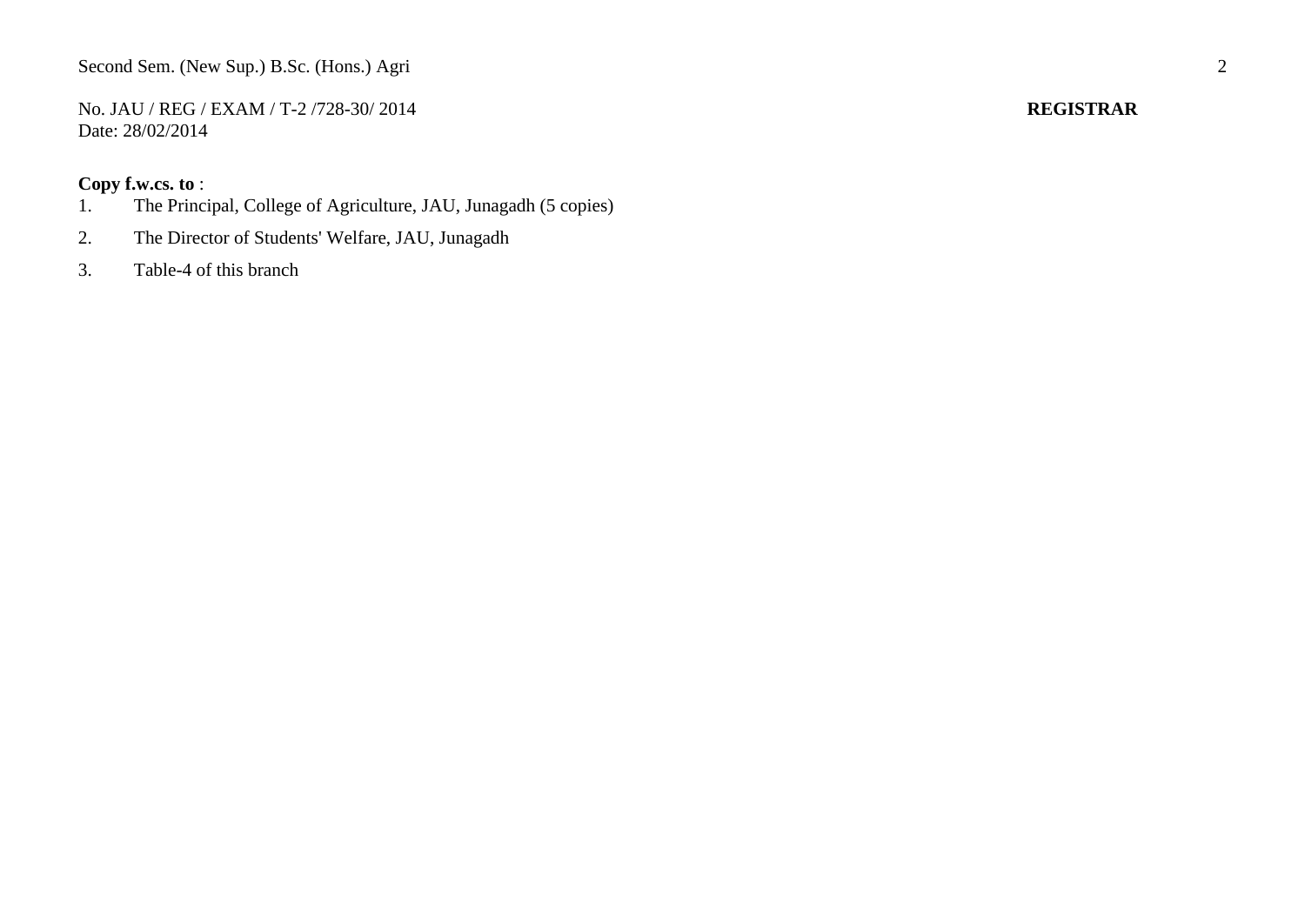No. JAU / REG / EXAM / T-2 /728-30/ 2014 **REGISTRAR**
Date: 28/02/2014

**Copy f.w.cs. to** :

1. The Principal, College of Agriculture, JAU, Junagadh (5 copies)
2. The Director of Students' Welfare, JAU, Junagadh
3. Table-4 of this branch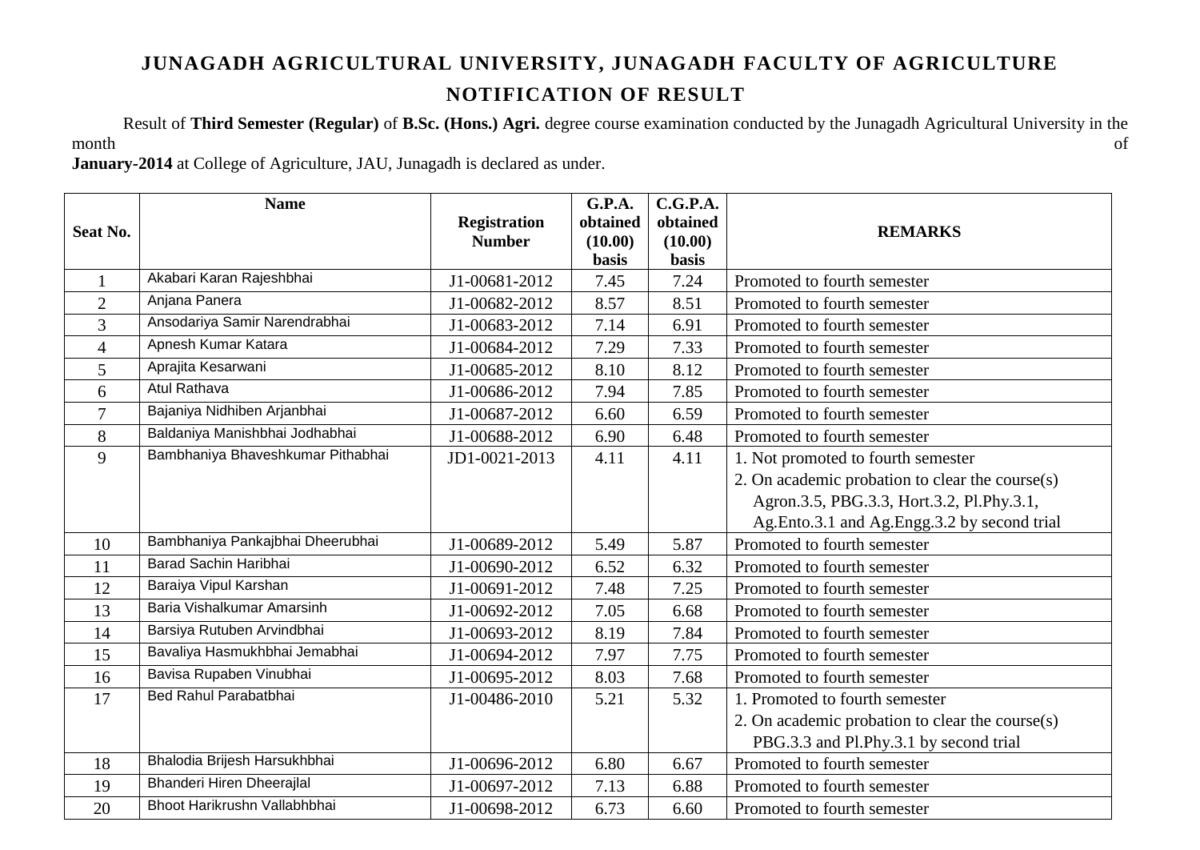# JUNAGADH AGRICULTURAL UNIVERSITY, JUNAGADH FACULTY OF AGRICULTURE

## NOTIFICATION OF RESULT

Result of **Third Semester (Regular)** of **B.Sc. (Hons.) Agri.** degree course examination conducted by the Junagadh Agricultural University in the month of **January-2014** at College of Agriculture, JAU, Junagadh is declared as under.

| Seat No. | Name | Registration Number | G.P.A. obtained (10.00) basis | C.G.P.A. obtained (10.00) basis | REMARKS |
|---|---|---|---|---|---|
| 1 | Akabari Karan Rajeshbhai | J1-00681-2012 | 7.45 | 7.24 | Promoted to fourth semester |
| 2 | Anjana Panera | J1-00682-2012 | 8.57 | 8.51 | Promoted to fourth semester |
| 3 | Ansodariya Samir Narendrabhai | J1-00683-2012 | 7.14 | 6.91 | Promoted to fourth semester |
| 4 | Apnesh Kumar Katara | J1-00684-2012 | 7.29 | 7.33 | Promoted to fourth semester |
| 5 | Aprajita Kesarwani | J1-00685-2012 | 8.10 | 8.12 | Promoted to fourth semester |
| 6 | Atul Rathava | J1-00686-2012 | 7.94 | 7.85 | Promoted to fourth semester |
| 7 | Bajaniya Nidhiben Arjanbhai | J1-00687-2012 | 6.60 | 6.59 | Promoted to fourth semester |
| 8 | Baldaniya Manishbhai Jodhabhai | J1-00688-2012 | 6.90 | 6.48 | Promoted to fourth semester |
| 9 | Bambhaniya Bhaveshkumar Pithabhai | JD1-0021-2013 | 4.11 | 4.11 | 1. Not promoted to fourth semester<br>2. On academic probation to clear the course(s) Agron.3.5, PBG.3.3, Hort.3.2, Pl.Phy.3.1, Ag.Ento.3.1 and Ag.Engg.3.2 by second trial |
| 10 | Bambhaniya Pankajbhai Dheerubhai | J1-00689-2012 | 5.49 | 5.87 | Promoted to fourth semester |
| 11 | Barad Sachin Haribhai | J1-00690-2012 | 6.52 | 6.32 | Promoted to fourth semester |
| 12 | Baraiya Vipul Karshan | J1-00691-2012 | 7.48 | 7.25 | Promoted to fourth semester |
| 13 | Baria Vishalkumar Amarsinh | J1-00692-2012 | 7.05 | 6.68 | Promoted to fourth semester |
| 14 | Barsiya Rutuben Arvindbhai | J1-00693-2012 | 8.19 | 7.84 | Promoted to fourth semester |
| 15 | Bavaliya Hasmukhbhai Jemabhai | J1-00694-2012 | 7.97 | 7.75 | Promoted to fourth semester |
| 16 | Bavisa Rupaben Vinubhai | J1-00695-2012 | 8.03 | 7.68 | Promoted to fourth semester |
| 17 | Bed Rahul Parabatbhai | J1-00486-2010 | 5.21 | 5.32 | 1. Promoted to fourth semester<br>2. On academic probation to clear the course(s) PBG.3.3 and Pl.Phy.3.1 by second trial |
| 18 | Bhalodia Brijesh Harsukhbhai | J1-00696-2012 | 6.80 | 6.67 | Promoted to fourth semester |
| 19 | Bhanderi Hiren Dheerajlal | J1-00697-2012 | 7.13 | 6.88 | Promoted to fourth semester |
| 20 | Bhoot Harikrushn Vallabhbhai | J1-00698-2012 | 6.73 | 6.60 | Promoted to fourth semester |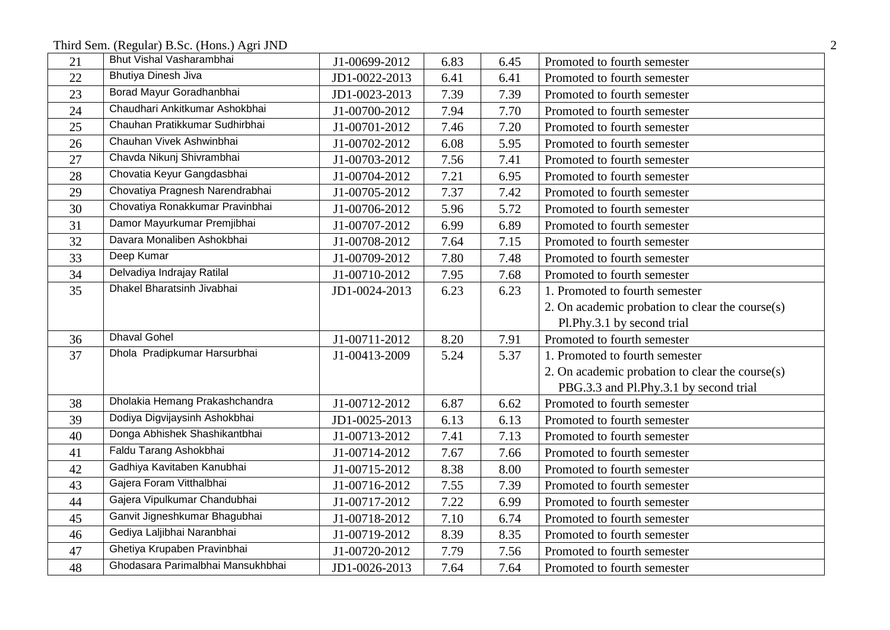Third Sem. (Regular) B.Sc. (Hons.) Agri JND

| | | | | | |
|---|---|---|---|---|---|
| 21 | Bhut Vishal Vasharambhai | J1-00699-2012 | 6.83 | 6.45 | Promoted to fourth semester |
| 22 | Bhutiya Dinesh Jiva | JD1-0022-2013 | 6.41 | 6.41 | Promoted to fourth semester |
| 23 | Borad Mayur Goradhanbhai | JD1-0023-2013 | 7.39 | 7.39 | Promoted to fourth semester |
| 24 | Chaudhari Ankitkumar Ashokbhai | J1-00700-2012 | 7.94 | 7.70 | Promoted to fourth semester |
| 25 | Chauhan Pratikkumar Sudhirbhai | J1-00701-2012 | 7.46 | 7.20 | Promoted to fourth semester |
| 26 | Chauhan Vivek Ashwinbhai | J1-00702-2012 | 6.08 | 5.95 | Promoted to fourth semester |
| 27 | Chavda Nikunj Shivrambhai | J1-00703-2012 | 7.56 | 7.41 | Promoted to fourth semester |
| 28 | Chovatia Keyur Gangdasbhai | J1-00704-2012 | 7.21 | 6.95 | Promoted to fourth semester |
| 29 | Chovatiya Pragnesh Narendrabhai | J1-00705-2012 | 7.37 | 7.42 | Promoted to fourth semester |
| 30 | Chovatiya Ronakkumar Pravinbhai | J1-00706-2012 | 5.96 | 5.72 | Promoted to fourth semester |
| 31 | Damor Mayurkumar Premjibhai | J1-00707-2012 | 6.99 | 6.89 | Promoted to fourth semester |
| 32 | Davara Monaliben Ashokbhai | J1-00708-2012 | 7.64 | 7.15 | Promoted to fourth semester |
| 33 | Deep Kumar | J1-00709-2012 | 7.80 | 7.48 | Promoted to fourth semester |
| 34 | Delvadiya Indrajay Ratilal | J1-00710-2012 | 7.95 | 7.68 | Promoted to fourth semester |
| 35 | Dhakel Bharatsinh Jivabhai | JD1-0024-2013 | 6.23 | 6.23 | 1. Promoted to fourth semester<br>2. On academic probation to clear the course(s) Pl.Phy.3.1 by second trial |
| 36 | Dhaval Gohel | J1-00711-2012 | 8.20 | 7.91 | Promoted to fourth semester |
| 37 | Dhola Pradipkumar Harsurbhai | J1-00413-2009 | 5.24 | 5.37 | 1. Promoted to fourth semester<br>2. On academic probation to clear the course(s) PBG.3.3 and Pl.Phy.3.1 by second trial |
| 38 | Dholakia Hemang Prakashchandra | J1-00712-2012 | 6.87 | 6.62 | Promoted to fourth semester |
| 39 | Dodiya Digvijaysinh Ashokbhai | JD1-0025-2013 | 6.13 | 6.13 | Promoted to fourth semester |
| 40 | Donga Abhishek Shashikantbhai | J1-00713-2012 | 7.41 | 7.13 | Promoted to fourth semester |
| 41 | Faldu Tarang Ashokbhai | J1-00714-2012 | 7.67 | 7.66 | Promoted to fourth semester |
| 42 | Gadhiya Kavitaben Kanubhai | J1-00715-2012 | 8.38 | 8.00 | Promoted to fourth semester |
| 43 | Gajera Foram Vitthalbhai | J1-00716-2012 | 7.55 | 7.39 | Promoted to fourth semester |
| 44 | Gajera Vipulkumar Chandubhai | J1-00717-2012 | 7.22 | 6.99 | Promoted to fourth semester |
| 45 | Ganvit Jigneshkumar Bhagubhai | J1-00718-2012 | 7.10 | 6.74 | Promoted to fourth semester |
| 46 | Gediya Laljibhai Naranbhai | J1-00719-2012 | 8.39 | 8.35 | Promoted to fourth semester |
| 47 | Ghetiya Krupaben Pravinbhai | J1-00720-2012 | 7.79 | 7.56 | Promoted to fourth semester |
| 48 | Ghodasara Parimalbhai Mansukhbhai | JD1-0026-2013 | 7.64 | 7.64 | Promoted to fourth semester |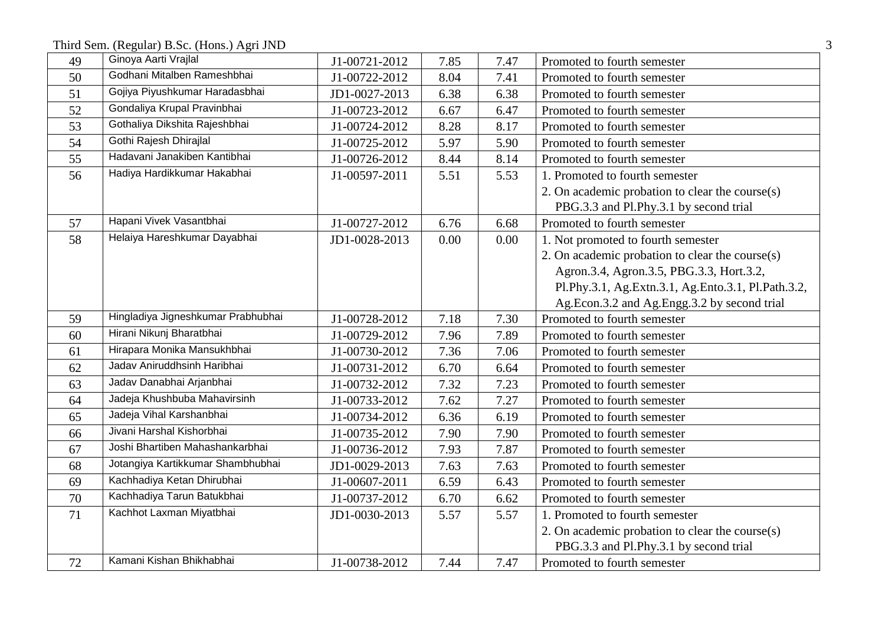| 49 | Ginoya Aarti Vrajlal | J1-00721-2012 | 7.85 | 7.47 | Promoted to fourth semester |
|---|---|---|---|---|---|
| 50 | Godhani Mitalben Rameshbhai | J1-00722-2012 | 8.04 | 7.41 | Promoted to fourth semester |
| 51 | Gojiya Piyushkumar Haradasbhai | JD1-0027-2013 | 6.38 | 6.38 | Promoted to fourth semester |
| 52 | Gondaliya Krupal Pravinbhai | J1-00723-2012 | 6.67 | 6.47 | Promoted to fourth semester |
| 53 | Gothaliya Dikshita Rajeshbhai | J1-00724-2012 | 8.28 | 8.17 | Promoted to fourth semester |
| 54 | Gothi Rajesh Dhirajlal | J1-00725-2012 | 5.97 | 5.90 | Promoted to fourth semester |
| 55 | Hadavani Janakiben Kantibhai | J1-00726-2012 | 8.44 | 8.14 | Promoted to fourth semester |
| 56 | Hadiya Hardikkumar Hakabhai | J1-00597-2011 | 5.51 | 5.53 | 1. Promoted to fourth semester<br>2. On academic probation to clear the course(s) PBG.3.3 and Pl.Phy.3.1 by second trial |
| 57 | Hapani Vivek Vasantbhai | J1-00727-2012 | 6.76 | 6.68 | Promoted to fourth semester |
| 58 | Helaiya Hareshkumar Dayabhai | JD1-0028-2013 | 0.00 | 0.00 | 1. Not promoted to fourth semester<br>2. On academic probation to clear the course(s) Agron.3.4, Agron.3.5, PBG.3.3, Hort.3.2, Pl.Phy.3.1, Ag.Extn.3.1, Ag.Ento.3.1, Pl.Path.3.2, Ag.Econ.3.2 and Ag.Engg.3.2 by second trial |
| 59 | Hingladiya Jigneshkumar Prabhubhai | J1-00728-2012 | 7.18 | 7.30 | Promoted to fourth semester |
| 60 | Hirani Nikunj Bharatbhai | J1-00729-2012 | 7.96 | 7.89 | Promoted to fourth semester |
| 61 | Hirapara Monika Mansukhbhai | J1-00730-2012 | 7.36 | 7.06 | Promoted to fourth semester |
| 62 | Jadav Aniruddhsinh Haribhai | J1-00731-2012 | 6.70 | 6.64 | Promoted to fourth semester |
| 63 | Jadav Danabhai Arjanbhai | J1-00732-2012 | 7.32 | 7.23 | Promoted to fourth semester |
| 64 | Jadeja Khushbuba Mahavirsinh | J1-00733-2012 | 7.62 | 7.27 | Promoted to fourth semester |
| 65 | Jadeja Vihal Karshanbhai | J1-00734-2012 | 6.36 | 6.19 | Promoted to fourth semester |
| 66 | Jivani Harshal Kishorbhai | J1-00735-2012 | 7.90 | 7.90 | Promoted to fourth semester |
| 67 | Joshi Bhartiben Mahashankarbhai | J1-00736-2012 | 7.93 | 7.87 | Promoted to fourth semester |
| 68 | Jotangiya Kartikkumar Shambhubhai | JD1-0029-2013 | 7.63 | 7.63 | Promoted to fourth semester |
| 69 | Kachhadiya Ketan Dhirubhai | J1-00607-2011 | 6.59 | 6.43 | Promoted to fourth semester |
| 70 | Kachhadiya Tarun Batukbhai | J1-00737-2012 | 6.70 | 6.62 | Promoted to fourth semester |
| 71 | Kachhot Laxman Miyatbhai | JD1-0030-2013 | 5.57 | 5.57 | 1. Promoted to fourth semester<br>2. On academic probation to clear the course(s) PBG.3.3 and Pl.Phy.3.1 by second trial |
| 72 | Kamani Kishan Bhikhabhai | J1-00738-2012 | 7.44 | 7.47 | Promoted to fourth semester |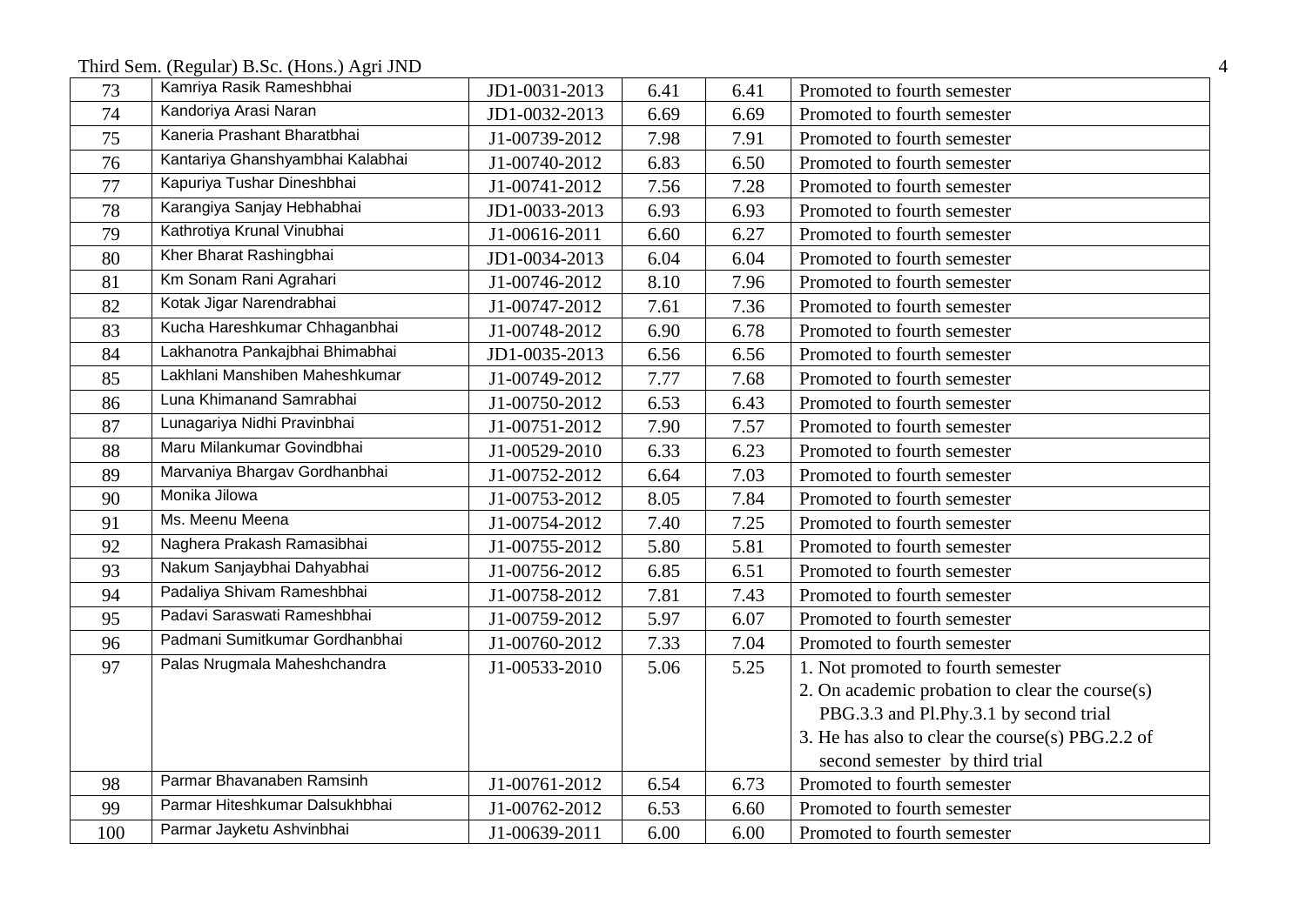Third Sem. (Regular) B.Sc. (Hons.) Agri JND

| | | | | | |
|---|---|---|---|---|---|
| 73 | Kamriya Rasik Rameshbhai | JD1-0031-2013 | 6.41 | 6.41 | Promoted to fourth semester |
| 74 | Kandoriya Arasi Naran | JD1-0032-2013 | 6.69 | 6.69 | Promoted to fourth semester |
| 75 | Kaneria Prashant Bharatbhai | J1-00739-2012 | 7.98 | 7.91 | Promoted to fourth semester |
| 76 | Kantariya Ghanshyambhai Kalabhai | J1-00740-2012 | 6.83 | 6.50 | Promoted to fourth semester |
| 77 | Kapuriya Tushar Dineshbhai | J1-00741-2012 | 7.56 | 7.28 | Promoted to fourth semester |
| 78 | Karangiya Sanjay Hebhabhai | JD1-0033-2013 | 6.93 | 6.93 | Promoted to fourth semester |
| 79 | Kathrotiya Krunal Vinubhai | J1-00616-2011 | 6.60 | 6.27 | Promoted to fourth semester |
| 80 | Kher Bharat Rashingbhai | JD1-0034-2013 | 6.04 | 6.04 | Promoted to fourth semester |
| 81 | Km Sonam Rani Agrahari | J1-00746-2012 | 8.10 | 7.96 | Promoted to fourth semester |
| 82 | Kotak Jigar Narendrabhai | J1-00747-2012 | 7.61 | 7.36 | Promoted to fourth semester |
| 83 | Kucha Hareshkumar Chhaganbhai | J1-00748-2012 | 6.90 | 6.78 | Promoted to fourth semester |
| 84 | Lakhanotra Pankajbhai Bhimabhai | JD1-0035-2013 | 6.56 | 6.56 | Promoted to fourth semester |
| 85 | Lakhlani Manshiben Maheshkumar | J1-00749-2012 | 7.77 | 7.68 | Promoted to fourth semester |
| 86 | Luna Khimanand Samrabhai | J1-00750-2012 | 6.53 | 6.43 | Promoted to fourth semester |
| 87 | Lunagariya Nidhi Pravinbhai | J1-00751-2012 | 7.90 | 7.57 | Promoted to fourth semester |
| 88 | Maru Milankumar Govindbhai | J1-00529-2010 | 6.33 | 6.23 | Promoted to fourth semester |
| 89 | Marvaniya Bhargav Gordhanbhai | J1-00752-2012 | 6.64 | 7.03 | Promoted to fourth semester |
| 90 | Monika Jilowa | J1-00753-2012 | 8.05 | 7.84 | Promoted to fourth semester |
| 91 | Ms. Meenu Meena | J1-00754-2012 | 7.40 | 7.25 | Promoted to fourth semester |
| 92 | Naghera Prakash Ramasibhai | J1-00755-2012 | 5.80 | 5.81 | Promoted to fourth semester |
| 93 | Nakum Sanjaybhai Dahyabhai | J1-00756-2012 | 6.85 | 6.51 | Promoted to fourth semester |
| 94 | Padaliya Shivam Rameshbhai | J1-00758-2012 | 7.81 | 7.43 | Promoted to fourth semester |
| 95 | Padavi Saraswati Rameshbhai | J1-00759-2012 | 5.97 | 6.07 | Promoted to fourth semester |
| 96 | Padmani Sumitkumar Gordhanbhai | J1-00760-2012 | 7.33 | 7.04 | Promoted to fourth semester |
| 97 | Palas Nrugmala Maheshchandra | J1-00533-2010 | 5.06 | 5.25 | 1. Not promoted to fourth semester<br>2. On academic probation to clear the course(s) PBG.3.3 and Pl.Phy.3.1 by second trial<br>3. He has also to clear the course(s) PBG.2.2 of second semester by third trial |
| 98 | Parmar Bhavanaben Ramsinh | J1-00761-2012 | 6.54 | 6.73 | Promoted to fourth semester |
| 99 | Parmar Hiteshkumar Dalsukhbhai | J1-00762-2012 | 6.53 | 6.60 | Promoted to fourth semester |
| 100 | Parmar Jayketu Ashvinbhai | J1-00639-2011 | 6.00 | 6.00 | Promoted to fourth semester |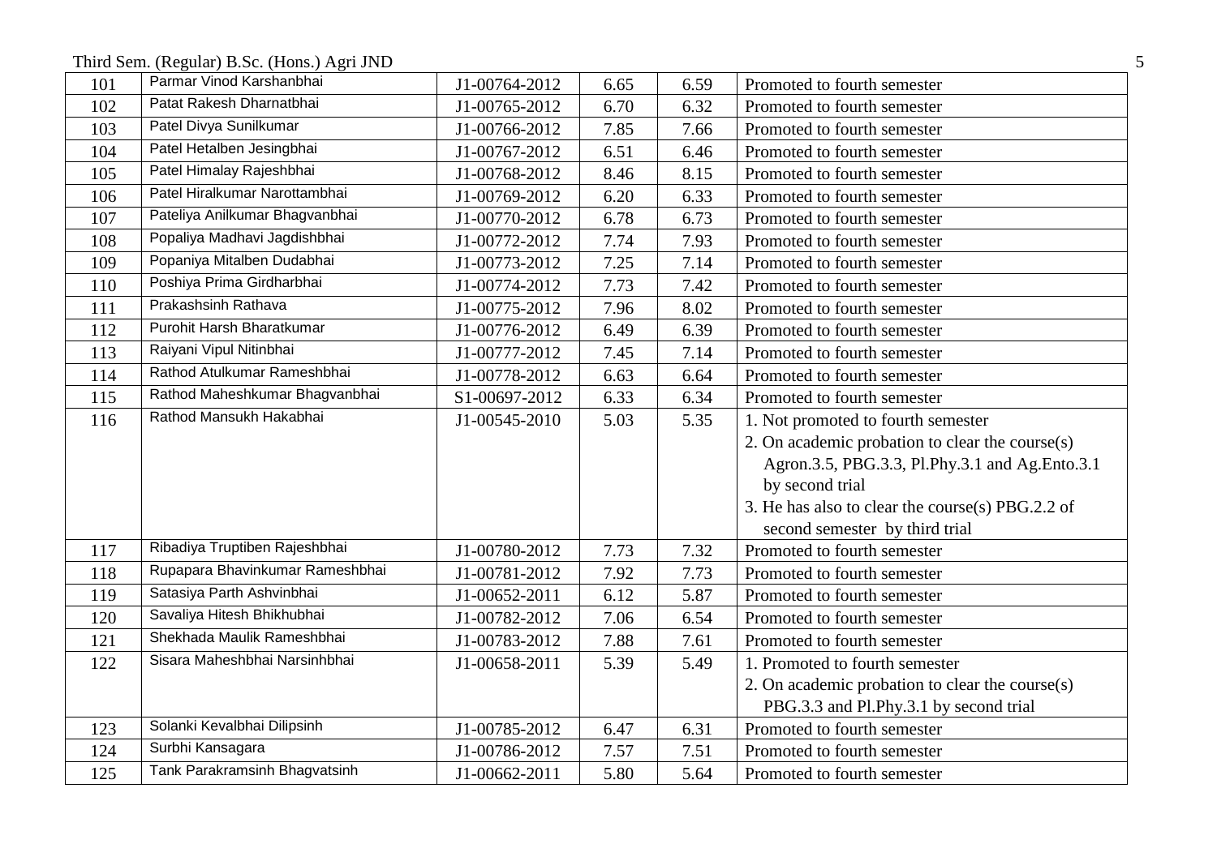| | | | | | |
|---|---|---|---|---|---|
| 101 | Parmar Vinod Karshanbhai | J1-00764-2012 | 6.65 | 6.59 | Promoted to fourth semester |
| 102 | Patat Rakesh Dharnatbhai | J1-00765-2012 | 6.70 | 6.32 | Promoted to fourth semester |
| 103 | Patel Divya Sunilkumar | J1-00766-2012 | 7.85 | 7.66 | Promoted to fourth semester |
| 104 | Patel Hetalben Jesingbhai | J1-00767-2012 | 6.51 | 6.46 | Promoted to fourth semester |
| 105 | Patel Himalay Rajeshbhai | J1-00768-2012 | 8.46 | 8.15 | Promoted to fourth semester |
| 106 | Patel Hiralkumar Narottambhai | J1-00769-2012 | 6.20 | 6.33 | Promoted to fourth semester |
| 107 | Pateliya Anilkumar Bhagvanbhai | J1-00770-2012 | 6.78 | 6.73 | Promoted to fourth semester |
| 108 | Popaliya Madhavi Jagdishbhai | J1-00772-2012 | 7.74 | 7.93 | Promoted to fourth semester |
| 109 | Popaniya Mitalben Dudabhai | J1-00773-2012 | 7.25 | 7.14 | Promoted to fourth semester |
| 110 | Poshiya Prima Girdharbhai | J1-00774-2012 | 7.73 | 7.42 | Promoted to fourth semester |
| 111 | Prakashsinh Rathava | J1-00775-2012 | 7.96 | 8.02 | Promoted to fourth semester |
| 112 | Purohit Harsh Bharatkumar | J1-00776-2012 | 6.49 | 6.39 | Promoted to fourth semester |
| 113 | Raiyani Vipul Nitinbhai | J1-00777-2012 | 7.45 | 7.14 | Promoted to fourth semester |
| 114 | Rathod Atulkumar Rameshbhai | J1-00778-2012 | 6.63 | 6.64 | Promoted to fourth semester |
| 115 | Rathod Maheshkumar Bhagvanbhai | S1-00697-2012 | 6.33 | 6.34 | Promoted to fourth semester |
| 116 | Rathod Mansukh Hakabhai | J1-00545-2010 | 5.03 | 5.35 | 1. Not promoted to fourth semester<br>2. On academic probation to clear the course(s) Agron.3.5, PBG.3.3, Pl.Phy.3.1 and Ag.Ento.3.1 by second trial<br>3. He has also to clear the course(s) PBG.2.2 of second semester by third trial |
| 117 | Ribadiya Truptiben Rajeshbhai | J1-00780-2012 | 7.73 | 7.32 | Promoted to fourth semester |
| 118 | Rupapara Bhavinkumar Rameshbhai | J1-00781-2012 | 7.92 | 7.73 | Promoted to fourth semester |
| 119 | Satasiya Parth Ashvinbhai | J1-00652-2011 | 6.12 | 5.87 | Promoted to fourth semester |
| 120 | Savaliya Hitesh Bhikhubhai | J1-00782-2012 | 7.06 | 6.54 | Promoted to fourth semester |
| 121 | Shekhada Maulik Rameshbhai | J1-00783-2012 | 7.88 | 7.61 | Promoted to fourth semester |
| 122 | Sisara Maheshbhai Narsinhbhai | J1-00658-2011 | 5.39 | 5.49 | 1. Promoted to fourth semester<br>2. On academic probation to clear the course(s) PBG.3.3 and Pl.Phy.3.1 by second trial |
| 123 | Solanki Kevalbhai Dilipsinh | J1-00785-2012 | 6.47 | 6.31 | Promoted to fourth semester |
| 124 | Surbhi Kansagara | J1-00786-2012 | 7.57 | 7.51 | Promoted to fourth semester |
| 125 | Tank Parakramsinh Bhagvatsinh | J1-00662-2011 | 5.80 | 5.64 | Promoted to fourth semester |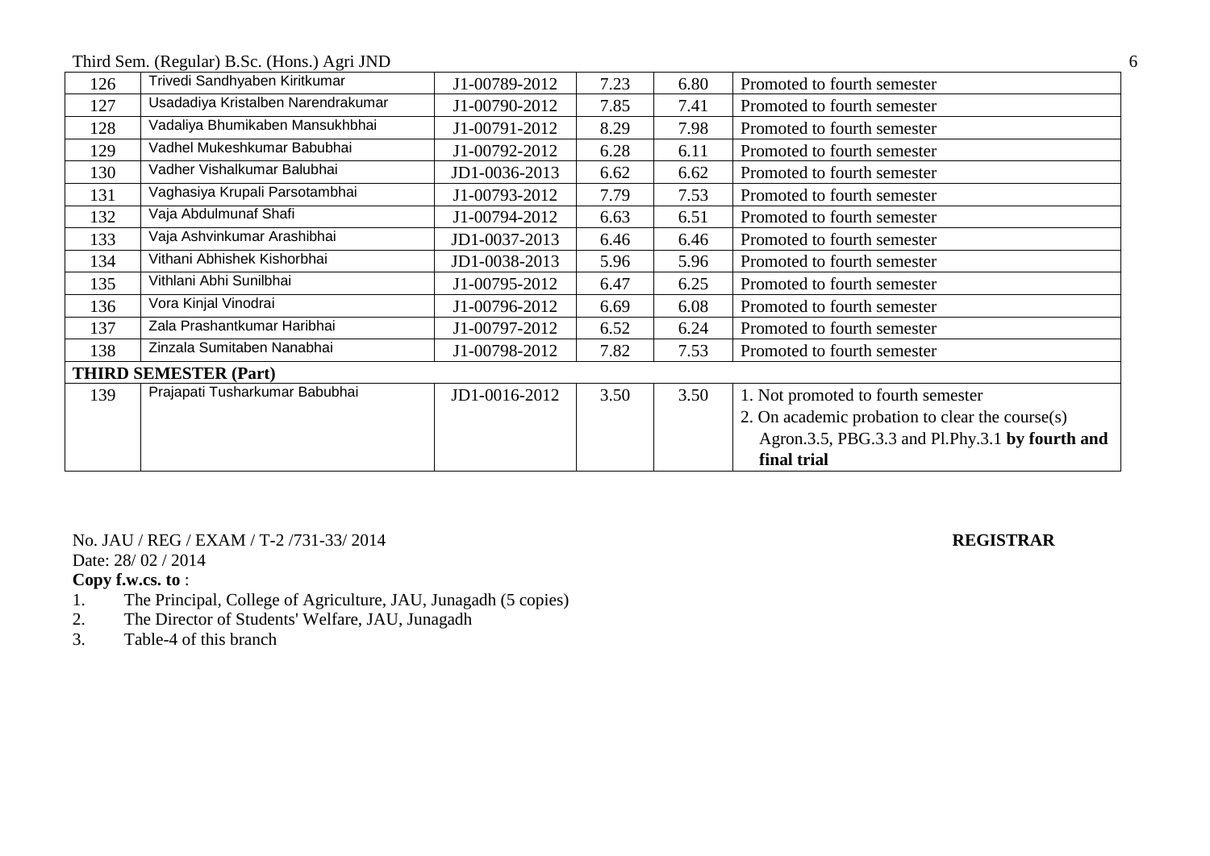Third Sem. (Regular) B.Sc. (Hons.) Agri JND

| | | | | | |
|---|---|---|---|---|---|
| 126 | Trivedi Sandhyaben Kiritkumar | J1-00789-2012 | 7.23 | 6.80 | Promoted to fourth semester |
| 127 | Usadadiya Kristalben Narendrakumar | J1-00790-2012 | 7.85 | 7.41 | Promoted to fourth semester |
| 128 | Vadaliya Bhumikaben Mansukhbhai | J1-00791-2012 | 8.29 | 7.98 | Promoted to fourth semester |
| 129 | Vadhel Mukeshkumar Babubhai | J1-00792-2012 | 6.28 | 6.11 | Promoted to fourth semester |
| 130 | Vadher Vishalkumar Balubhai | JD1-0036-2013 | 6.62 | 6.62 | Promoted to fourth semester |
| 131 | Vaghasiya Krupali Parsotambhai | J1-00793-2012 | 7.79 | 7.53 | Promoted to fourth semester |
| 132 | Vaja Abdulmunaf Shafi | J1-00794-2012 | 6.63 | 6.51 | Promoted to fourth semester |
| 133 | Vaja Ashvinkumar Arashibhai | JD1-0037-2013 | 6.46 | 6.46 | Promoted to fourth semester |
| 134 | Vithani Abhishek Kishorbhai | JD1-0038-2013 | 5.96 | 5.96 | Promoted to fourth semester |
| 135 | Vithlani Abhi Sunilbhai | J1-00795-2012 | 6.47 | 6.25 | Promoted to fourth semester |
| 136 | Vora Kinjal Vinodrai | J1-00796-2012 | 6.69 | 6.08 | Promoted to fourth semester |
| 137 | Zala Prashantkumar Haribhai | J1-00797-2012 | 6.52 | 6.24 | Promoted to fourth semester |
| 138 | Zinzala Sumitaben Nanabhai | J1-00798-2012 | 7.82 | 7.53 | Promoted to fourth semester |
| **THIRD SEMESTER (Part)** | | | | | |
| 139 | Prajapati Tusharkumar Babubhai | JD1-0016-2012 | 3.50 | 3.50 | 1. Not promoted to fourth semester<br>2. On academic probation to clear the course(s) Agron.3.5, PBG.3.3 and Pl.Phy.3.1 **by fourth and final trial** |

No. JAU / REG / EXAM / T-2 /731-33/ 2014 **REGISTRAR**

Date: 28/ 02 / 2014

**Copy f.w.cs. to** :

1. The Principal, College of Agriculture, JAU, Junagadh (5 copies)
2. The Director of Students' Welfare, JAU, Junagadh
3. Table-4 of this branch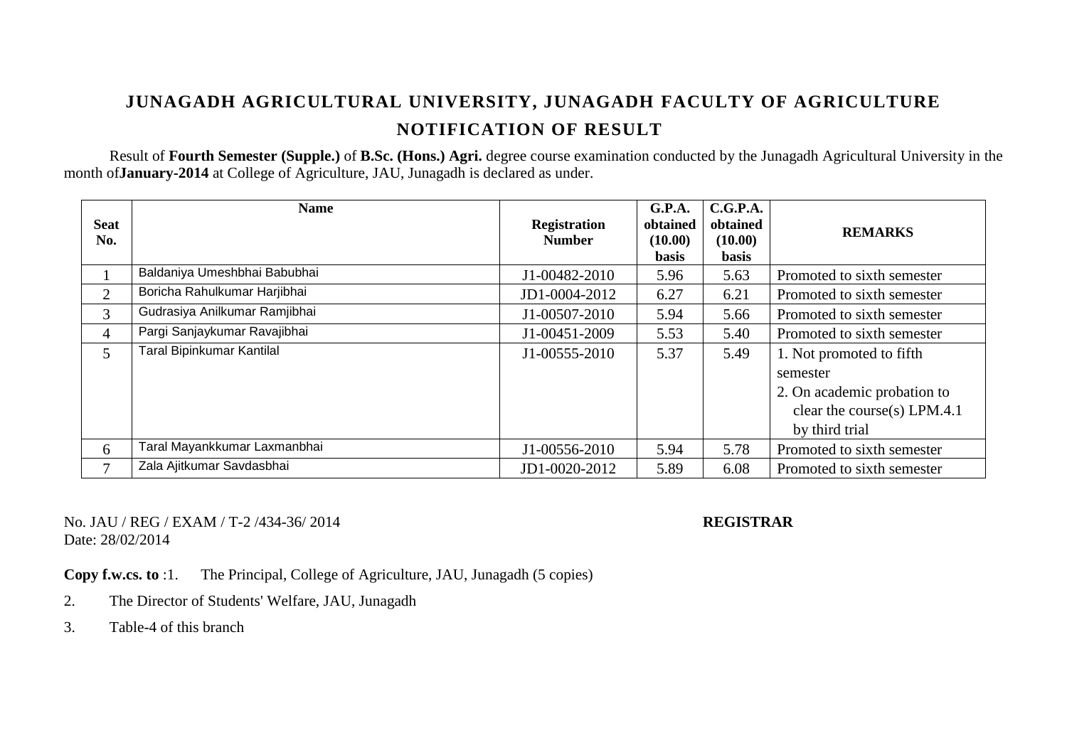# JUNAGADH AGRICULTURAL UNIVERSITY, JUNAGADH FACULTY OF AGRICULTURE

## NOTIFICATION OF RESULT

Result of **Fourth Semester (Supple.)** of **B.Sc. (Hons.) Agri.** degree course examination conducted by the Junagadh Agricultural University in the month of**January-2014** at College of Agriculture, JAU, Junagadh is declared as under.

| Seat No. | Name | Registration Number | G.P.A. obtained (10.00) basis | C.G.P.A. obtained (10.00) basis | REMARKS |
|---|---|---|---|---|---|
| 1 | Baldaniya Umeshbhai Babubhai | J1-00482-2010 | 5.96 | 5.63 | Promoted to sixth semester |
| 2 | Boricha Rahulkumar Harjibhai | JD1-0004-2012 | 6.27 | 6.21 | Promoted to sixth semester |
| 3 | Gudrasiya Anilkumar Ramjibhai | J1-00507-2010 | 5.94 | 5.66 | Promoted to sixth semester |
| 4 | Pargi Sanjaykumar Ravajibhai | J1-00451-2009 | 5.53 | 5.40 | Promoted to sixth semester |
| 5 | Taral Bipinkumar Kantilal | J1-00555-2010 | 5.37 | 5.49 | 1. Not promoted to fifth semester<br>2. On academic probation to clear the course(s) LPM.4.1 by third trial |
| 6 | Taral Mayankkumar Laxmanbhai | J1-00556-2010 | 5.94 | 5.78 | Promoted to sixth semester |
| 7 | Zala Ajitkumar Savdasbhai | JD1-0020-2012 | 5.89 | 6.08 | Promoted to sixth semester |

No. JAU / REG / EXAM / T-2 /434-36/ 2014

Date: 28/02/2014

**REGISTRAR**

**Copy f.w.cs. to** :1. The Principal, College of Agriculture, JAU, Junagadh (5 copies)

2. The Director of Students' Welfare, JAU, Junagadh

3. Table-4 of this branch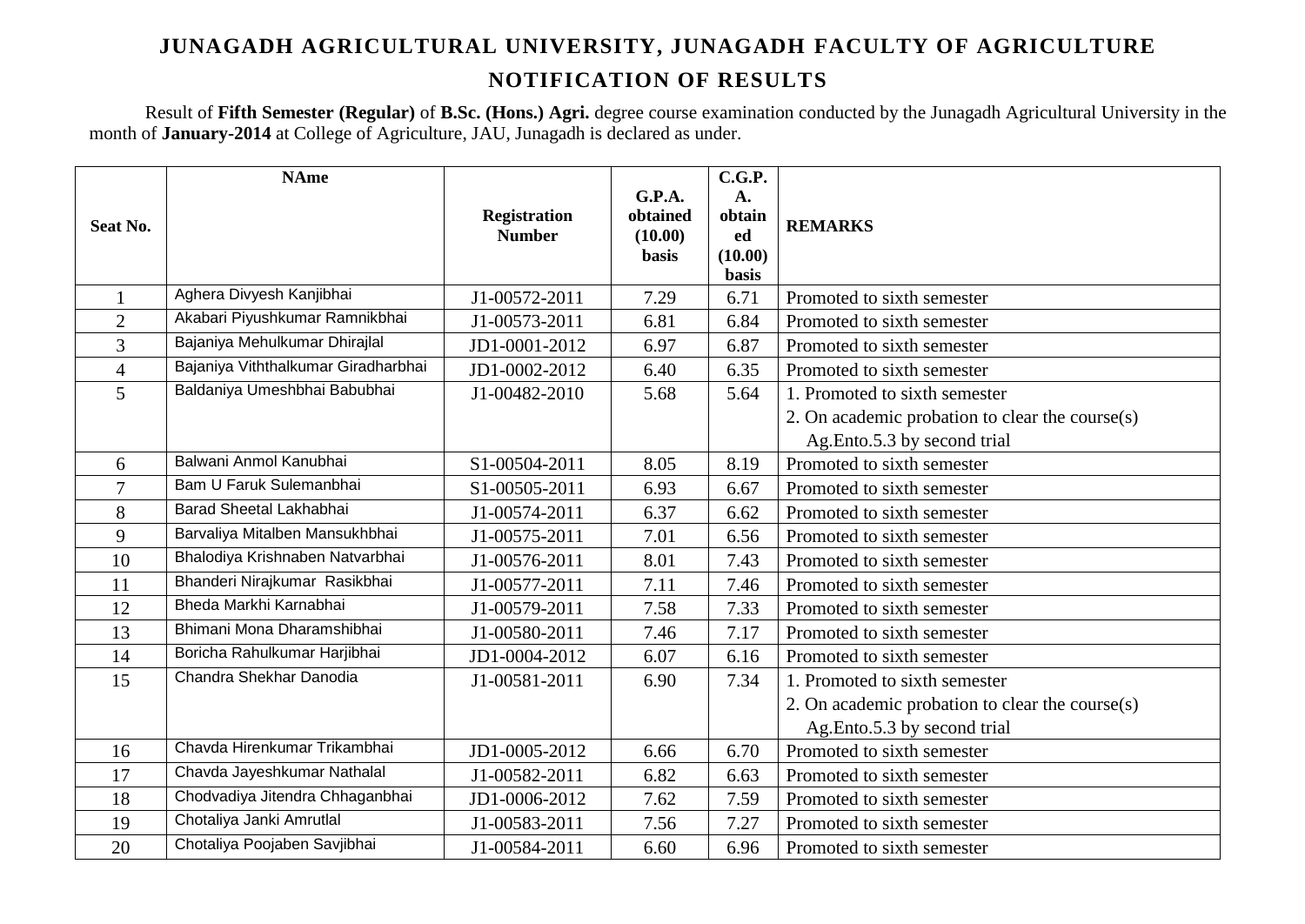# JUNAGADH AGRICULTURAL UNIVERSITY, JUNAGADH FACULTY OF AGRICULTURE

## NOTIFICATION OF RESULTS

Result of **Fifth Semester (Regular)** of **B.Sc. (Hons.) Agri.** degree course examination conducted by the Junagadh Agricultural University in the month of **January-2014** at College of Agriculture, JAU, Junagadh is declared as under.

| Seat No. | NAme | Registration Number | G.P.A. obtained (10.00) basis | C.G.P.A. obtained (10.00) basis | REMARKS |
|---|---|---|---|---|---|
| 1 | Aghera Divyesh Kanjibhai | J1-00572-2011 | 7.29 | 6.71 | Promoted to sixth semester |
| 2 | Akabari Piyushkumar Ramnikbhai | J1-00573-2011 | 6.81 | 6.84 | Promoted to sixth semester |
| 3 | Bajaniya Mehulkumar Dhirajlal | JD1-0001-2012 | 6.97 | 6.87 | Promoted to sixth semester |
| 4 | Bajaniya Viththalkumar Giradharbhai | JD1-0002-2012 | 6.40 | 6.35 | Promoted to sixth semester |
| 5 | Baldaniya Umeshbhai Babubhai | J1-00482-2010 | 5.68 | 5.64 | 1. Promoted to sixth semester<br>2. On academic probation to clear the course(s) Ag.Ento.5.3 by second trial |
| 6 | Balwani Anmol Kanubhai | S1-00504-2011 | 8.05 | 8.19 | Promoted to sixth semester |
| 7 | Bam U Faruk Sulemanbhai | S1-00505-2011 | 6.93 | 6.67 | Promoted to sixth semester |
| 8 | Barad Sheetal Lakhabhai | J1-00574-2011 | 6.37 | 6.62 | Promoted to sixth semester |
| 9 | Barvaliya Mitalben Mansukhbhai | J1-00575-2011 | 7.01 | 6.56 | Promoted to sixth semester |
| 10 | Bhalodiya Krishnaben Natvarbhai | J1-00576-2011 | 8.01 | 7.43 | Promoted to sixth semester |
| 11 | Bhanderi Nirajkumar Rasikbhai | J1-00577-2011 | 7.11 | 7.46 | Promoted to sixth semester |
| 12 | Bheda Markhi Karnabhai | J1-00579-2011 | 7.58 | 7.33 | Promoted to sixth semester |
| 13 | Bhimani Mona Dharamshibhai | J1-00580-2011 | 7.46 | 7.17 | Promoted to sixth semester |
| 14 | Boricha Rahulkumar Harjibhai | JD1-0004-2012 | 6.07 | 6.16 | Promoted to sixth semester |
| 15 | Chandra Shekhar Danodia | J1-00581-2011 | 6.90 | 7.34 | 1. Promoted to sixth semester<br>2. On academic probation to clear the course(s) Ag.Ento.5.3 by second trial |
| 16 | Chavda Hirenkumar Trikambhai | JD1-0005-2012 | 6.66 | 6.70 | Promoted to sixth semester |
| 17 | Chavda Jayeshkumar Nathalal | J1-00582-2011 | 6.82 | 6.63 | Promoted to sixth semester |
| 18 | Chodvadiya Jitendra Chhaganbhai | JD1-0006-2012 | 7.62 | 7.59 | Promoted to sixth semester |
| 19 | Chotaliya Janki Amrutlal | J1-00583-2011 | 7.56 | 7.27 | Promoted to sixth semester |
| 20 | Chotaliya Poojaben Savjibhai | J1-00584-2011 | 6.60 | 6.96 | Promoted to sixth semester |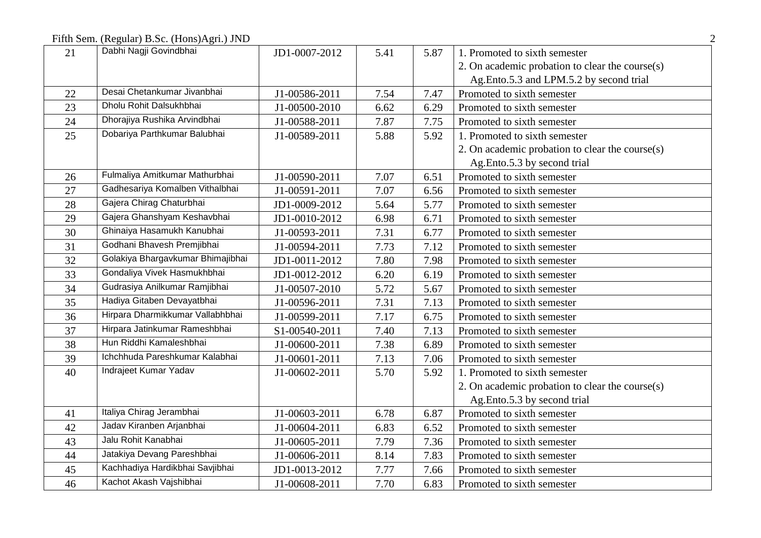| 21 | Dabhi Nagji Govindbhai | JD1-0007-2012 | 5.41 | 5.87 | 1. Promoted to sixth semester<br>2. On academic probation to clear the course(s) Ag.Ento.5.3 and LPM.5.2 by second trial |
|---|---|---|---|---|---|
| 22 | Desai Chetankumar Jivanbhai | J1-00586-2011 | 7.54 | 7.47 | Promoted to sixth semester |
| 23 | Dholu Rohit Dalsukhbhai | J1-00500-2010 | 6.62 | 6.29 | Promoted to sixth semester |
| 24 | Dhorajiya Rushika Arvindbhai | J1-00588-2011 | 7.87 | 7.75 | Promoted to sixth semester |
| 25 | Dobariya Parthkumar Balubhai | J1-00589-2011 | 5.88 | 5.92 | 1. Promoted to sixth semester<br>2. On academic probation to clear the course(s) Ag.Ento.5.3 by second trial |
| 26 | Fulmaliya Amitkumar Mathurbhai | J1-00590-2011 | 7.07 | 6.51 | Promoted to sixth semester |
| 27 | Gadhesariya Komalben Vithalbhai | J1-00591-2011 | 7.07 | 6.56 | Promoted to sixth semester |
| 28 | Gajera Chirag Chaturbhai | JD1-0009-2012 | 5.64 | 5.77 | Promoted to sixth semester |
| 29 | Gajera Ghanshyam Keshavbhai | JD1-0010-2012 | 6.98 | 6.71 | Promoted to sixth semester |
| 30 | Ghinaiya Hasamukh Kanubhai | J1-00593-2011 | 7.31 | 6.77 | Promoted to sixth semester |
| 31 | Godhani Bhavesh Premjibhai | J1-00594-2011 | 7.73 | 7.12 | Promoted to sixth semester |
| 32 | Golakiya Bhargavkumar Bhimajibhai | JD1-0011-2012 | 7.80 | 7.98 | Promoted to sixth semester |
| 33 | Gondaliya Vivek Hasmukhbhai | JD1-0012-2012 | 6.20 | 6.19 | Promoted to sixth semester |
| 34 | Gudrasiya Anilkumar Ramjibhai | J1-00507-2010 | 5.72 | 5.67 | Promoted to sixth semester |
| 35 | Hadiya Gitaben Devayatbhai | J1-00596-2011 | 7.31 | 7.13 | Promoted to sixth semester |
| 36 | Hirpara Dharmikkumar Vallabhbhai | J1-00599-2011 | 7.17 | 6.75 | Promoted to sixth semester |
| 37 | Hirpara Jatinkumar Rameshbhai | S1-00540-2011 | 7.40 | 7.13 | Promoted to sixth semester |
| 38 | Hun Riddhi Kamaleshbhai | J1-00600-2011 | 7.38 | 6.89 | Promoted to sixth semester |
| 39 | Ichchhuda Pareshkumar Kalabhai | J1-00601-2011 | 7.13 | 7.06 | Promoted to sixth semester |
| 40 | Indrajeet Kumar Yadav | J1-00602-2011 | 5.70 | 5.92 | 1. Promoted to sixth semester<br>2. On academic probation to clear the course(s) Ag.Ento.5.3 by second trial |
| 41 | Italiya Chirag Jerambhai | J1-00603-2011 | 6.78 | 6.87 | Promoted to sixth semester |
| 42 | Jadav Kiranben Arjanbhai | J1-00604-2011 | 6.83 | 6.52 | Promoted to sixth semester |
| 43 | Jalu Rohit Kanabhai | J1-00605-2011 | 7.79 | 7.36 | Promoted to sixth semester |
| 44 | Jatakiya Devang Pareshbhai | J1-00606-2011 | 8.14 | 7.83 | Promoted to sixth semester |
| 45 | Kachhadiya Hardikbhai Savjibhai | JD1-0013-2012 | 7.77 | 7.66 | Promoted to sixth semester |
| 46 | Kachot Akash Vajshibhai | J1-00608-2011 | 7.70 | 6.83 | Promoted to sixth semester |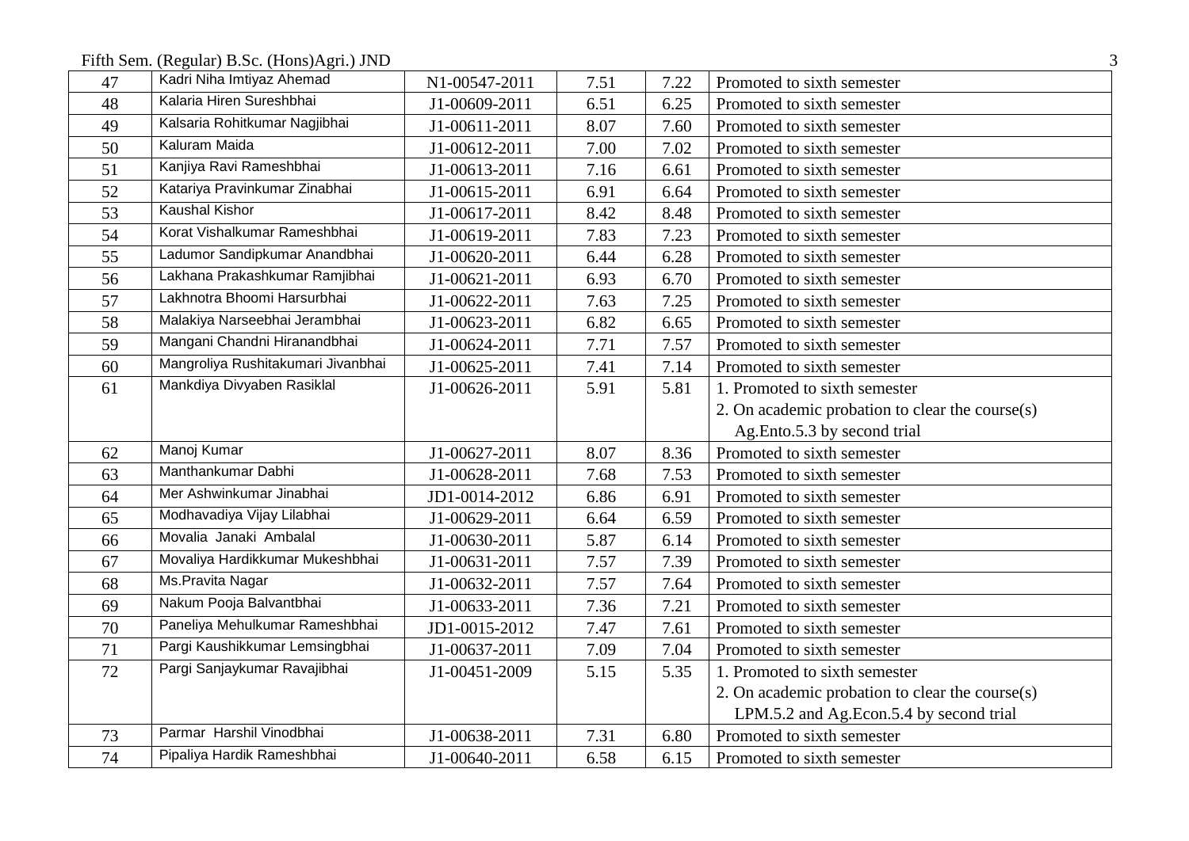Fifth Sem. (Regular) B.Sc. (Hons)Agri.) JND

| | | | | | |
|---|---|---|---|---|---|
| 47 | Kadri Niha Imtiyaz Ahemad | N1-00547-2011 | 7.51 | 7.22 | Promoted to sixth semester |
| 48 | Kalaria Hiren Sureshbhai | J1-00609-2011 | 6.51 | 6.25 | Promoted to sixth semester |
| 49 | Kalsaria Rohitkumar Nagjibhai | J1-00611-2011 | 8.07 | 7.60 | Promoted to sixth semester |
| 50 | Kaluram Maida | J1-00612-2011 | 7.00 | 7.02 | Promoted to sixth semester |
| 51 | Kanjiya Ravi Rameshbhai | J1-00613-2011 | 7.16 | 6.61 | Promoted to sixth semester |
| 52 | Katariya Pravinkumar Zinabhai | J1-00615-2011 | 6.91 | 6.64 | Promoted to sixth semester |
| 53 | Kaushal Kishor | J1-00617-2011 | 8.42 | 8.48 | Promoted to sixth semester |
| 54 | Korat Vishalkumar Rameshbhai | J1-00619-2011 | 7.83 | 7.23 | Promoted to sixth semester |
| 55 | Ladumor Sandipkumar Anandbhai | J1-00620-2011 | 6.44 | 6.28 | Promoted to sixth semester |
| 56 | Lakhana Prakashkumar Ramjibhai | J1-00621-2011 | 6.93 | 6.70 | Promoted to sixth semester |
| 57 | Lakhnotra Bhoomi Harsurbhai | J1-00622-2011 | 7.63 | 7.25 | Promoted to sixth semester |
| 58 | Malakiya Narseebhai Jerambhai | J1-00623-2011 | 6.82 | 6.65 | Promoted to sixth semester |
| 59 | Mangani Chandni Hiranandbhai | J1-00624-2011 | 7.71 | 7.57 | Promoted to sixth semester |
| 60 | Mangroliya Rushitakumari Jivanbhai | J1-00625-2011 | 7.41 | 7.14 | Promoted to sixth semester |
| 61 | Mankdiya Divyaben Rasiklal | J1-00626-2011 | 5.91 | 5.81 | 1. Promoted to sixth semester<br>2. On academic probation to clear the course(s) Ag.Ento.5.3 by second trial |
| 62 | Manoj Kumar | J1-00627-2011 | 8.07 | 8.36 | Promoted to sixth semester |
| 63 | Manthankumar Dabhi | J1-00628-2011 | 7.68 | 7.53 | Promoted to sixth semester |
| 64 | Mer Ashwinkumar Jinabhai | JD1-0014-2012 | 6.86 | 6.91 | Promoted to sixth semester |
| 65 | Modhavadiya Vijay Lilabhai | J1-00629-2011 | 6.64 | 6.59 | Promoted to sixth semester |
| 66 | Movalia Janaki Ambalal | J1-00630-2011 | 5.87 | 6.14 | Promoted to sixth semester |
| 67 | Movaliya Hardikkumar Mukeshbhai | J1-00631-2011 | 7.57 | 7.39 | Promoted to sixth semester |
| 68 | Ms.Pravita Nagar | J1-00632-2011 | 7.57 | 7.64 | Promoted to sixth semester |
| 69 | Nakum Pooja Balvantbhai | J1-00633-2011 | 7.36 | 7.21 | Promoted to sixth semester |
| 70 | Paneliya Mehulkumar Rameshbhai | JD1-0015-2012 | 7.47 | 7.61 | Promoted to sixth semester |
| 71 | Pargi Kaushikkumar Lemsingbhai | J1-00637-2011 | 7.09 | 7.04 | Promoted to sixth semester |
| 72 | Pargi Sanjaykumar Ravajibhai | J1-00451-2009 | 5.15 | 5.35 | 1. Promoted to sixth semester<br>2. On academic probation to clear the course(s) LPM.5.2 and Ag.Econ.5.4 by second trial |
| 73 | Parmar Harshil Vinodbhai | J1-00638-2011 | 7.31 | 6.80 | Promoted to sixth semester |
| 74 | Pipaliya Hardik Rameshbhai | J1-00640-2011 | 6.58 | 6.15 | Promoted to sixth semester |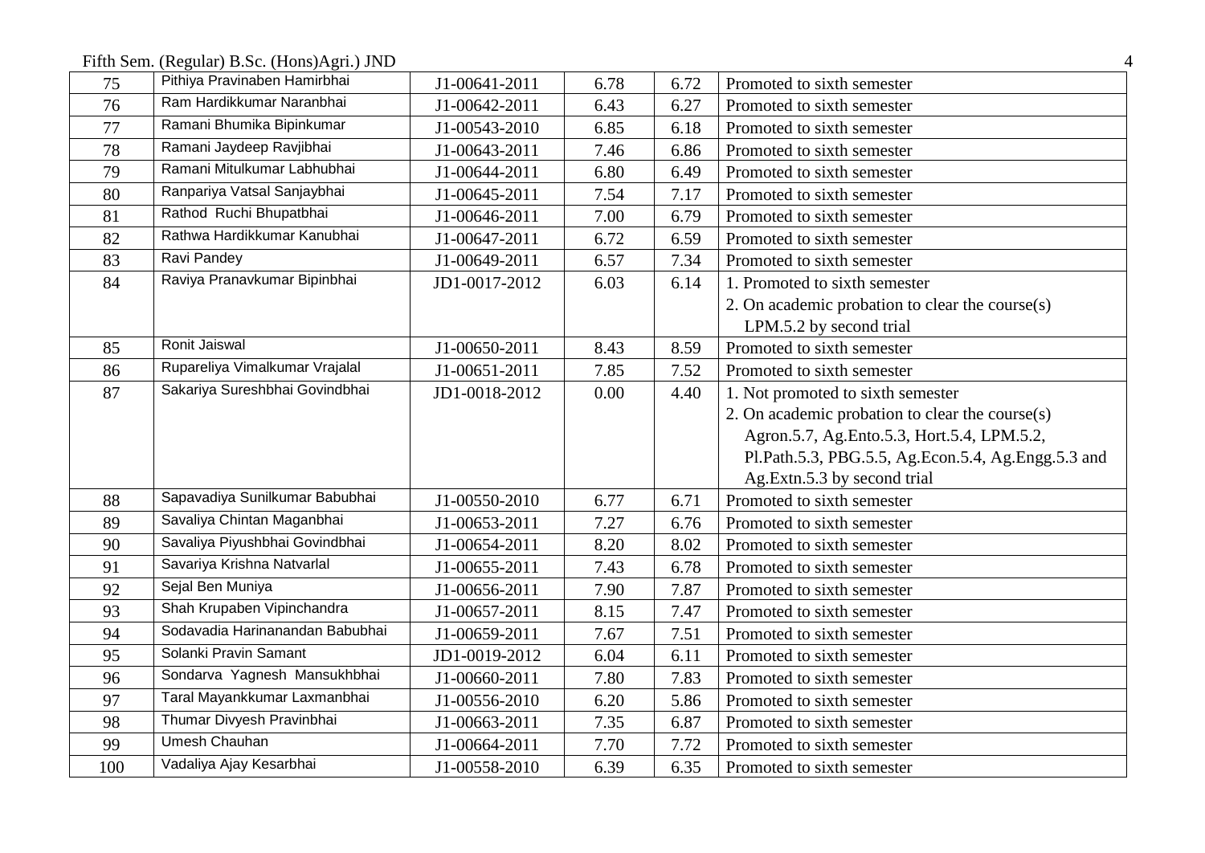Fifth Sem. (Regular) B.Sc. (Hons)Agri.) JND

| 75 | Pithiya Pravinaben Hamirbhai | J1-00641-2011 | 6.78 | 6.72 | Promoted to sixth semester |
|---|---|---|---|---|---|
| 76 | Ram Hardikkumar Naranbhai | J1-00642-2011 | 6.43 | 6.27 | Promoted to sixth semester |
| 77 | Ramani Bhumika Bipinkumar | J1-00543-2010 | 6.85 | 6.18 | Promoted to sixth semester |
| 78 | Ramani Jaydeep Ravjibhai | J1-00643-2011 | 7.46 | 6.86 | Promoted to sixth semester |
| 79 | Ramani Mitulkumar Labhubhai | J1-00644-2011 | 6.80 | 6.49 | Promoted to sixth semester |
| 80 | Ranpariya Vatsal Sanjaybhai | J1-00645-2011 | 7.54 | 7.17 | Promoted to sixth semester |
| 81 | Rathod Ruchi Bhupatbhai | J1-00646-2011 | 7.00 | 6.79 | Promoted to sixth semester |
| 82 | Rathwa Hardikkumar Kanubhai | J1-00647-2011 | 6.72 | 6.59 | Promoted to sixth semester |
| 83 | Ravi Pandey | J1-00649-2011 | 6.57 | 7.34 | Promoted to sixth semester |
| 84 | Raviya Pranavkumar Bipinbhai | JD1-0017-2012 | 6.03 | 6.14 | 1. Promoted to sixth semester<br>2. On academic probation to clear the course(s) LPM.5.2 by second trial |
| 85 | Ronit Jaiswal | J1-00650-2011 | 8.43 | 8.59 | Promoted to sixth semester |
| 86 | Rupareliya Vimalkumar Vrajalal | J1-00651-2011 | 7.85 | 7.52 | Promoted to sixth semester |
| 87 | Sakariya Sureshbhai Govindbhai | JD1-0018-2012 | 0.00 | 4.40 | 1. Not promoted to sixth semester<br>2. On academic probation to clear the course(s) Agron.5.7, Ag.Ento.5.3, Hort.5.4, LPM.5.2, Pl.Path.5.3, PBG.5.5, Ag.Econ.5.4, Ag.Engg.5.3 and Ag.Extn.5.3 by second trial |
| 88 | Sapavadiya Sunilkumar Babubhai | J1-00550-2010 | 6.77 | 6.71 | Promoted to sixth semester |
| 89 | Savaliya Chintan Maganbhai | J1-00653-2011 | 7.27 | 6.76 | Promoted to sixth semester |
| 90 | Savaliya Piyushbhai Govindbhai | J1-00654-2011 | 8.20 | 8.02 | Promoted to sixth semester |
| 91 | Savariya Krishna Natvarlal | J1-00655-2011 | 7.43 | 6.78 | Promoted to sixth semester |
| 92 | Sejal Ben Muniya | J1-00656-2011 | 7.90 | 7.87 | Promoted to sixth semester |
| 93 | Shah Krupaben Vipinchandra | J1-00657-2011 | 8.15 | 7.47 | Promoted to sixth semester |
| 94 | Sodavadia Harinanandan Babubhai | J1-00659-2011 | 7.67 | 7.51 | Promoted to sixth semester |
| 95 | Solanki Pravin Samant | JD1-0019-2012 | 6.04 | 6.11 | Promoted to sixth semester |
| 96 | Sondarva Yagnesh Mansukhbhai | J1-00660-2011 | 7.80 | 7.83 | Promoted to sixth semester |
| 97 | Taral Mayankkumar Laxmanbhai | J1-00556-2010 | 6.20 | 5.86 | Promoted to sixth semester |
| 98 | Thumar Divyesh Pravinbhai | J1-00663-2011 | 7.35 | 6.87 | Promoted to sixth semester |
| 99 | Umesh Chauhan | J1-00664-2011 | 7.70 | 7.72 | Promoted to sixth semester |
| 100 | Vadaliya Ajay Kesarbhai | J1-00558-2010 | 6.39 | 6.35 | Promoted to sixth semester |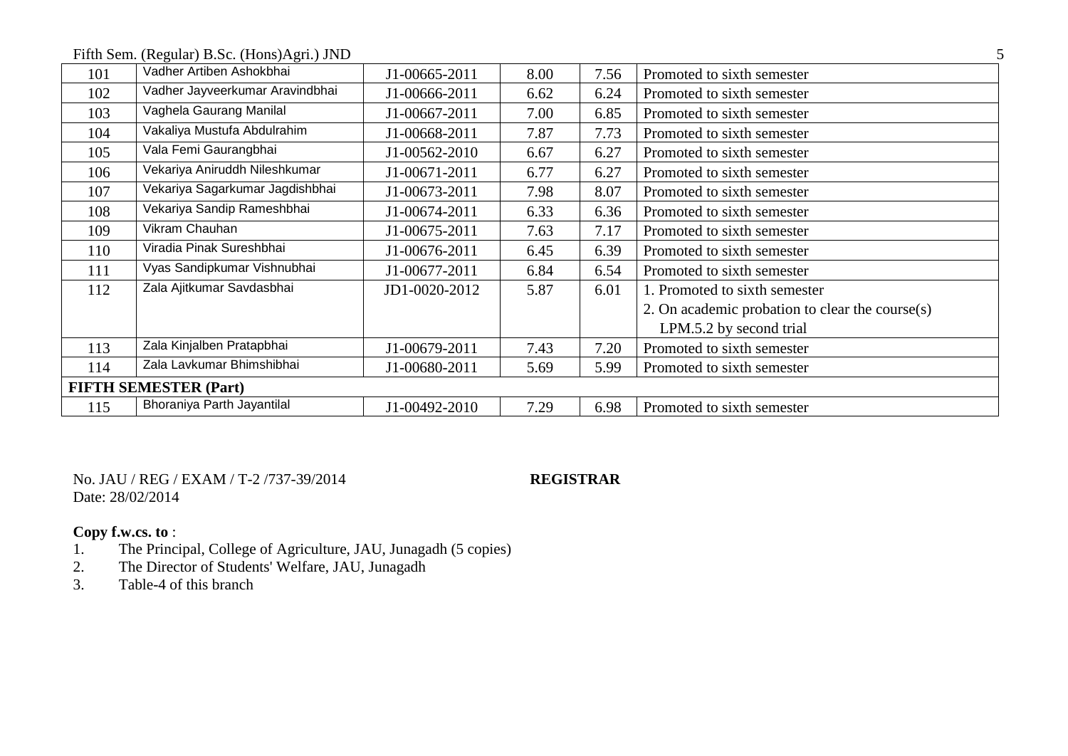| 101 | Vadher Artiben Ashokbhai | J1-00665-2011 | 8.00 | 7.56 | Promoted to sixth semester |
|---|---|---|---|---|---|
| 102 | Vadher Jayveerkumar Aravindbhai | J1-00666-2011 | 6.62 | 6.24 | Promoted to sixth semester |
| 103 | Vaghela Gaurang Manilal | J1-00667-2011 | 7.00 | 6.85 | Promoted to sixth semester |
| 104 | Vakaliya Mustufa Abdulrahim | J1-00668-2011 | 7.87 | 7.73 | Promoted to sixth semester |
| 105 | Vala Femi Gaurangbhai | J1-00562-2010 | 6.67 | 6.27 | Promoted to sixth semester |
| 106 | Vekariya Aniruddh Nileshkumar | J1-00671-2011 | 6.77 | 6.27 | Promoted to sixth semester |
| 107 | Vekariya Sagarkumar Jagdishbhai | J1-00673-2011 | 7.98 | 8.07 | Promoted to sixth semester |
| 108 | Vekariya Sandip Rameshbhai | J1-00674-2011 | 6.33 | 6.36 | Promoted to sixth semester |
| 109 | Vikram Chauhan | J1-00675-2011 | 7.63 | 7.17 | Promoted to sixth semester |
| 110 | Viradia Pinak Sureshbhai | J1-00676-2011 | 6.45 | 6.39 | Promoted to sixth semester |
| 111 | Vyas Sandipkumar Vishnubhai | J1-00677-2011 | 6.84 | 6.54 | Promoted to sixth semester |
| 112 | Zala Ajitkumar Savdasbhai | JD1-0020-2012 | 5.87 | 6.01 | 1. Promoted to sixth semester<br>2. On academic probation to clear the course(s) LPM.5.2 by second trial |
| 113 | Zala Kinjalben Pratapbhai | J1-00679-2011 | 7.43 | 7.20 | Promoted to sixth semester |
| 114 | Zala Lavkumar Bhimshibhai | J1-00680-2011 | 5.69 | 5.99 | Promoted to sixth semester |
| **FIFTH SEMESTER (Part)** | | | | | |
| 115 | Bhoraniya Parth Jayantilal | J1-00492-2010 | 7.29 | 6.98 | Promoted to sixth semester |

No. JAU / REG / EXAM / T-2 /737-39/2014

Date: 28/02/2014

**REGISTRAR**

**Copy f.w.cs. to** :

1. The Principal, College of Agriculture, JAU, Junagadh (5 copies)
2. The Director of Students' Welfare, JAU, Junagadh
3. Table-4 of this branch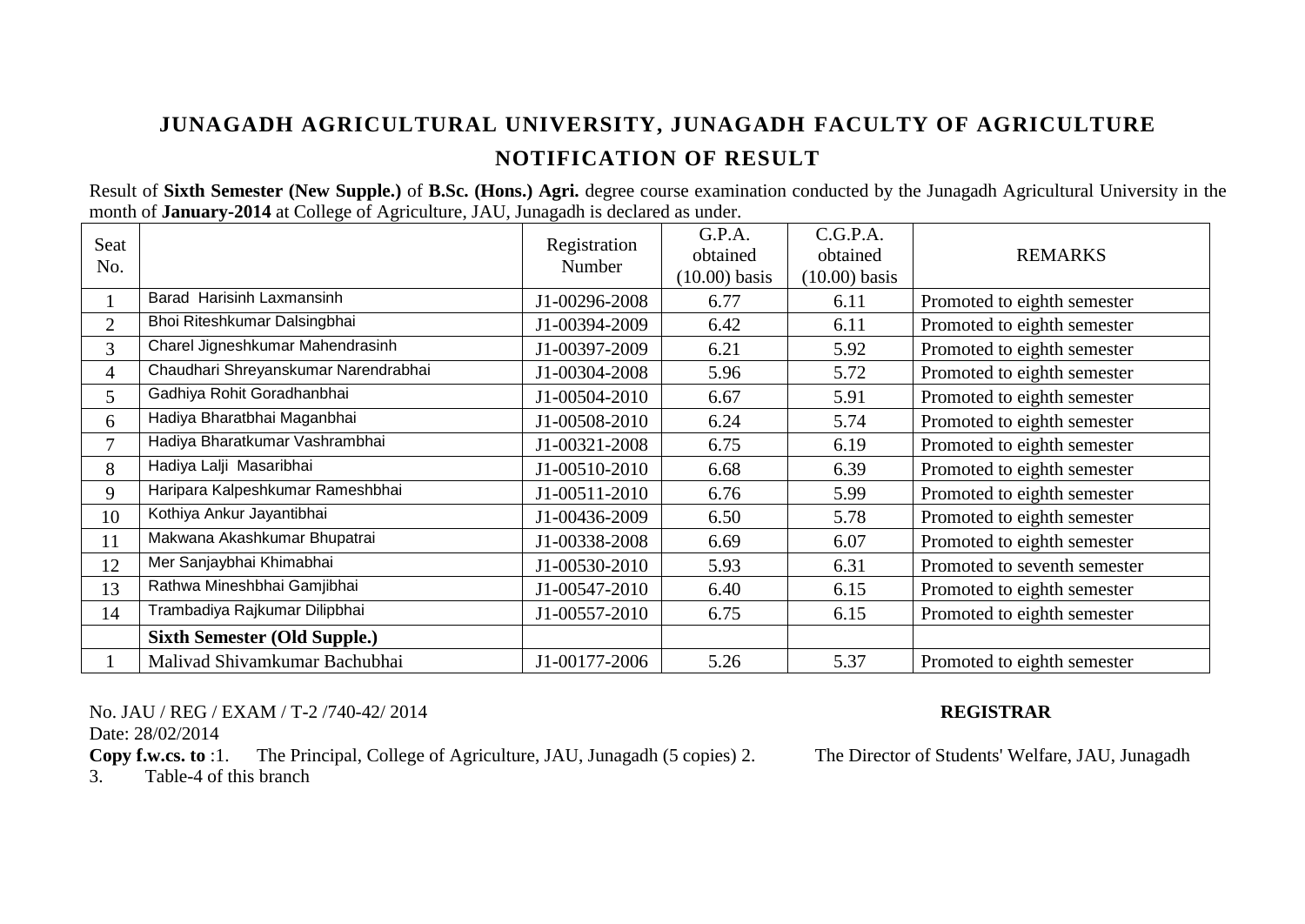# JUNAGADH AGRICULTURAL UNIVERSITY, JUNAGADH FACULTY OF AGRICULTURE

## NOTIFICATION OF RESULT

Result of **Sixth Semester (New Supple.)** of **B.Sc. (Hons.) Agri.** degree course examination conducted by the Junagadh Agricultural University in the month of **January-2014** at College of Agriculture, JAU, Junagadh is declared as under.

| Seat No. | | Registration Number | G.P.A. obtained (10.00) basis | C.G.P.A. obtained (10.00) basis | REMARKS |
|---|---|---|---|---|---|
| 1 | Barad Harisinh Laxmansinh | J1-00296-2008 | 6.77 | 6.11 | Promoted to eighth semester |
| 2 | Bhoi Riteshkumar Dalsingbhai | J1-00394-2009 | 6.42 | 6.11 | Promoted to eighth semester |
| 3 | Charel Jigneshkumar Mahendrasinh | J1-00397-2009 | 6.21 | 5.92 | Promoted to eighth semester |
| 4 | Chaudhari Shreyanskumar Narendrabhai | J1-00304-2008 | 5.96 | 5.72 | Promoted to eighth semester |
| 5 | Gadhiya Rohit Goradhanbhai | J1-00504-2010 | 6.67 | 5.91 | Promoted to eighth semester |
| 6 | Hadiya Bharatbhai Maganbhai | J1-00508-2010 | 6.24 | 5.74 | Promoted to eighth semester |
| 7 | Hadiya Bharatkumar Vashrambhai | J1-00321-2008 | 6.75 | 6.19 | Promoted to eighth semester |
| 8 | Hadiya Lalji Masaribhai | J1-00510-2010 | 6.68 | 6.39 | Promoted to eighth semester |
| 9 | Haripara Kalpeshkumar Rameshbhai | J1-00511-2010 | 6.76 | 5.99 | Promoted to eighth semester |
| 10 | Kothiya Ankur Jayantibhai | J1-00436-2009 | 6.50 | 5.78 | Promoted to eighth semester |
| 11 | Makwana Akashkumar Bhupatrai | J1-00338-2008 | 6.69 | 6.07 | Promoted to eighth semester |
| 12 | Mer Sanjaybhai Khimabhai | J1-00530-2010 | 5.93 | 6.31 | Promoted to seventh semester |
| 13 | Rathwa Mineshbhai Gamjibhai | J1-00547-2010 | 6.40 | 6.15 | Promoted to eighth semester |
| 14 | Trambadiya Rajkumar Dilipbhai | J1-00557-2010 | 6.75 | 6.15 | Promoted to eighth semester |
| | **Sixth Semester (Old Supple.)** | | | | |
| 1 | Malivad Shivamkumar Bachubhai | J1-00177-2006 | 5.26 | 5.37 | Promoted to eighth semester |

No. JAU / REG / EXAM / T-2 /740-42/ 2014

**REGISTRAR**

Date: 28/02/2014

**Copy f.w.cs. to** :1. The Principal, College of Agriculture, JAU, Junagadh (5 copies) 2. The Director of Students' Welfare, JAU, Junagadh 3. Table-4 of this branch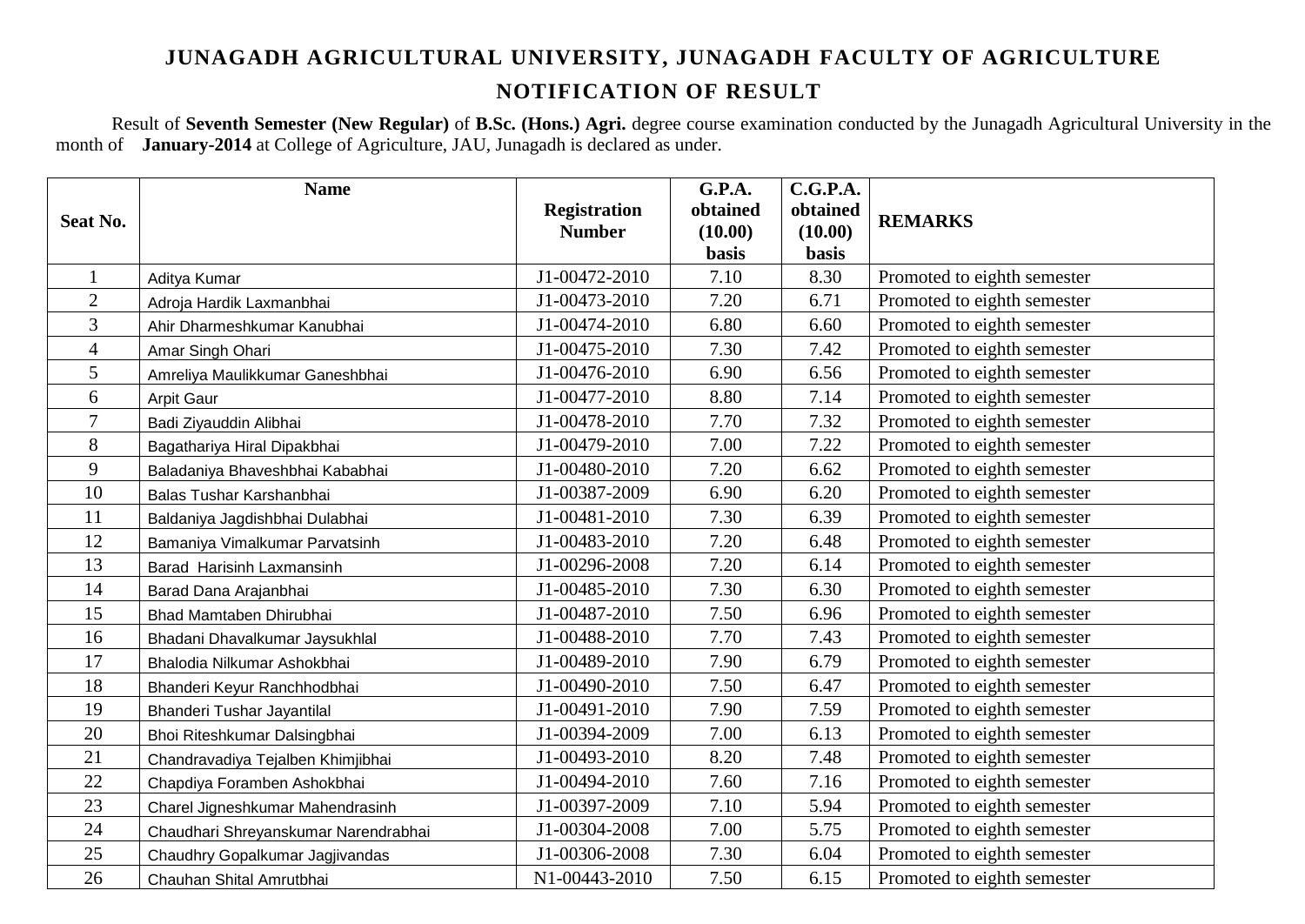# JUNAGADH AGRICULTURAL UNIVERSITY, JUNAGADH FACULTY OF AGRICULTURE

## NOTIFICATION OF RESULT

Result of **Seventh Semester (New Regular)** of **B.Sc. (Hons.) Agri.** degree course examination conducted by the Junagadh Agricultural University in the month of **January-2014** at College of Agriculture, JAU, Junagadh is declared as under.

| Seat No. | Name | Registration Number | G.P.A. obtained (10.00) basis | C.G.P.A. obtained (10.00) basis | REMARKS |
|---|---|---|---|---|---|
| 1 | Aditya Kumar | J1-00472-2010 | 7.10 | 8.30 | Promoted to eighth semester |
| 2 | Adroja Hardik Laxmanbhai | J1-00473-2010 | 7.20 | 6.71 | Promoted to eighth semester |
| 3 | Ahir Dharmeshkumar Kanubhai | J1-00474-2010 | 6.80 | 6.60 | Promoted to eighth semester |
| 4 | Amar Singh Ohari | J1-00475-2010 | 7.30 | 7.42 | Promoted to eighth semester |
| 5 | Amreliya Maulikkumar Ganeshbhai | J1-00476-2010 | 6.90 | 6.56 | Promoted to eighth semester |
| 6 | Arpit Gaur | J1-00477-2010 | 8.80 | 7.14 | Promoted to eighth semester |
| 7 | Badi Ziyauddin Alibhai | J1-00478-2010 | 7.70 | 7.32 | Promoted to eighth semester |
| 8 | Bagathariya Hiral Dipakbhai | J1-00479-2010 | 7.00 | 7.22 | Promoted to eighth semester |
| 9 | Baladaniya Bhaveshbhai Kababhai | J1-00480-2010 | 7.20 | 6.62 | Promoted to eighth semester |
| 10 | Balas Tushar Karshanbhai | J1-00387-2009 | 6.90 | 6.20 | Promoted to eighth semester |
| 11 | Baldaniya Jagdishbhai Dulabhai | J1-00481-2010 | 7.30 | 6.39 | Promoted to eighth semester |
| 12 | Bamaniya Vimalkumar Parvatsinh | J1-00483-2010 | 7.20 | 6.48 | Promoted to eighth semester |
| 13 | Barad Harisinh Laxmansinh | J1-00296-2008 | 7.20 | 6.14 | Promoted to eighth semester |
| 14 | Barad Dana Arajanbhai | J1-00485-2010 | 7.30 | 6.30 | Promoted to eighth semester |
| 15 | Bhad Mamtaben Dhirubhai | J1-00487-2010 | 7.50 | 6.96 | Promoted to eighth semester |
| 16 | Bhadani Dhavalkumar Jaysukhlal | J1-00488-2010 | 7.70 | 7.43 | Promoted to eighth semester |
| 17 | Bhalodia Nilkumar Ashokbhai | J1-00489-2010 | 7.90 | 6.79 | Promoted to eighth semester |
| 18 | Bhanderi Keyur Ranchhodbhai | J1-00490-2010 | 7.50 | 6.47 | Promoted to eighth semester |
| 19 | Bhanderi Tushar Jayantilal | J1-00491-2010 | 7.90 | 7.59 | Promoted to eighth semester |
| 20 | Bhoi Riteshkumar Dalsingbhai | J1-00394-2009 | 7.00 | 6.13 | Promoted to eighth semester |
| 21 | Chandravadiya Tejalben Khimjibhai | J1-00493-2010 | 8.20 | 7.48 | Promoted to eighth semester |
| 22 | Chapdiya Foramben Ashokbhai | J1-00494-2010 | 7.60 | 7.16 | Promoted to eighth semester |
| 23 | Charel Jigneshkumar Mahendrasinh | J1-00397-2009 | 7.10 | 5.94 | Promoted to eighth semester |
| 24 | Chaudhari Shreyanskumar Narendrabhai | J1-00304-2008 | 7.00 | 5.75 | Promoted to eighth semester |
| 25 | Chaudhry Gopalkumar Jagjivandas | J1-00306-2008 | 7.30 | 6.04 | Promoted to eighth semester |
| 26 | Chauhan Shital Amrutbhai | N1-00443-2010 | 7.50 | 6.15 | Promoted to eighth semester |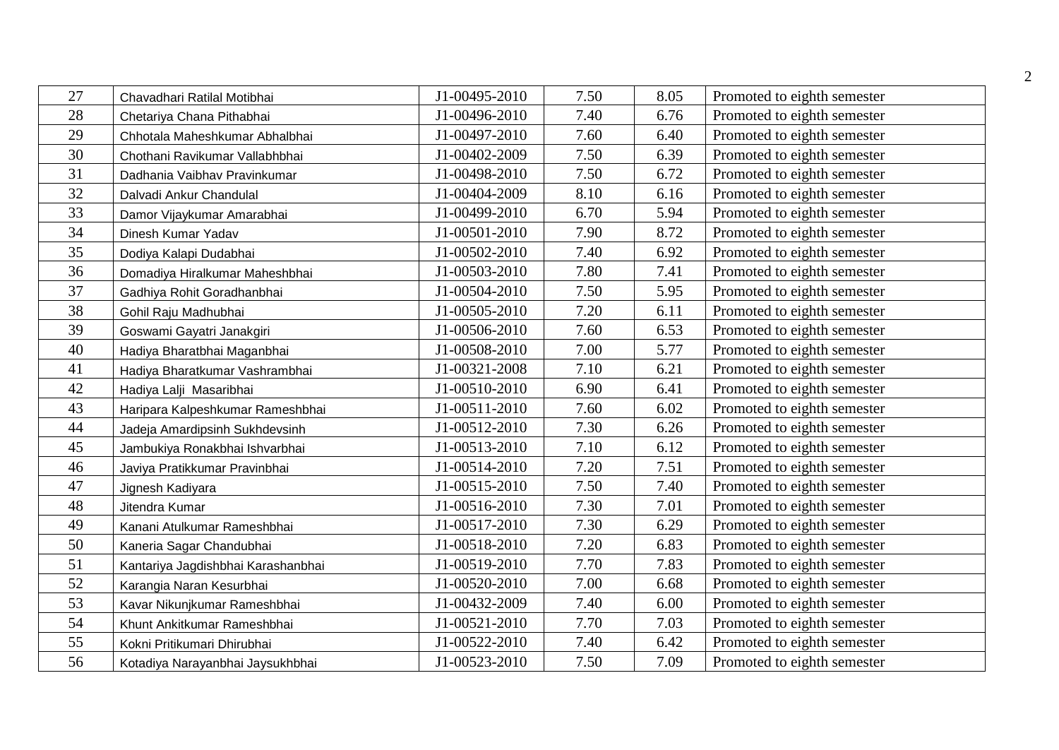| 27 | Chavadhari Ratilal Motibhai | J1-00495-2010 | 7.50 | 8.05 | Promoted to eighth semester |
|---|---|---|---|---|---|
| 28 | Chetariya Chana Pithabhai | J1-00496-2010 | 7.40 | 6.76 | Promoted to eighth semester |
| 29 | Chhotala Maheshkumar Abhalbhai | J1-00497-2010 | 7.60 | 6.40 | Promoted to eighth semester |
| 30 | Chothani Ravikumar Vallabhbhai | J1-00402-2009 | 7.50 | 6.39 | Promoted to eighth semester |
| 31 | Dadhania Vaibhav Pravinkumar | J1-00498-2010 | 7.50 | 6.72 | Promoted to eighth semester |
| 32 | Dalvadi Ankur Chandulal | J1-00404-2009 | 8.10 | 6.16 | Promoted to eighth semester |
| 33 | Damor Vijaykumar Amarabhai | J1-00499-2010 | 6.70 | 5.94 | Promoted to eighth semester |
| 34 | Dinesh Kumar Yadav | J1-00501-2010 | 7.90 | 8.72 | Promoted to eighth semester |
| 35 | Dodiya Kalapi Dudabhai | J1-00502-2010 | 7.40 | 6.92 | Promoted to eighth semester |
| 36 | Domadiya Hiralkumar Maheshbhai | J1-00503-2010 | 7.80 | 7.41 | Promoted to eighth semester |
| 37 | Gadhiya Rohit Goradhanbhai | J1-00504-2010 | 7.50 | 5.95 | Promoted to eighth semester |
| 38 | Gohil Raju Madhubhai | J1-00505-2010 | 7.20 | 6.11 | Promoted to eighth semester |
| 39 | Goswami Gayatri Janakgiri | J1-00506-2010 | 7.60 | 6.53 | Promoted to eighth semester |
| 40 | Hadiya Bharatbhai Maganbhai | J1-00508-2010 | 7.00 | 5.77 | Promoted to eighth semester |
| 41 | Hadiya Bharatkumar Vashrambhai | J1-00321-2008 | 7.10 | 6.21 | Promoted to eighth semester |
| 42 | Hadiya Lalji Masaribhai | J1-00510-2010 | 6.90 | 6.41 | Promoted to eighth semester |
| 43 | Haripara Kalpeshkumar Rameshbhai | J1-00511-2010 | 7.60 | 6.02 | Promoted to eighth semester |
| 44 | Jadeja Amardipsinh Sukhdevsinh | J1-00512-2010 | 7.30 | 6.26 | Promoted to eighth semester |
| 45 | Jambukiya Ronakbhai Ishvarbhai | J1-00513-2010 | 7.10 | 6.12 | Promoted to eighth semester |
| 46 | Javiya Pratikkumar Pravinbhai | J1-00514-2010 | 7.20 | 7.51 | Promoted to eighth semester |
| 47 | Jignesh Kadiyara | J1-00515-2010 | 7.50 | 7.40 | Promoted to eighth semester |
| 48 | Jitendra Kumar | J1-00516-2010 | 7.30 | 7.01 | Promoted to eighth semester |
| 49 | Kanani Atulkumar Rameshbhai | J1-00517-2010 | 7.30 | 6.29 | Promoted to eighth semester |
| 50 | Kaneria Sagar Chandubhai | J1-00518-2010 | 7.20 | 6.83 | Promoted to eighth semester |
| 51 | Kantariya Jagdishbhai Karashanbhai | J1-00519-2010 | 7.70 | 7.83 | Promoted to eighth semester |
| 52 | Karangia Naran Kesurbhai | J1-00520-2010 | 7.00 | 6.68 | Promoted to eighth semester |
| 53 | Kavar Nikunjkumar Rameshbhai | J1-00432-2009 | 7.40 | 6.00 | Promoted to eighth semester |
| 54 | Khunt Ankitkumar Rameshbhai | J1-00521-2010 | 7.70 | 7.03 | Promoted to eighth semester |
| 55 | Kokni Pritikumari Dhirubhai | J1-00522-2010 | 7.40 | 6.42 | Promoted to eighth semester |
| 56 | Kotadiya Narayanbhai Jaysukhbhai | J1-00523-2010 | 7.50 | 7.09 | Promoted to eighth semester |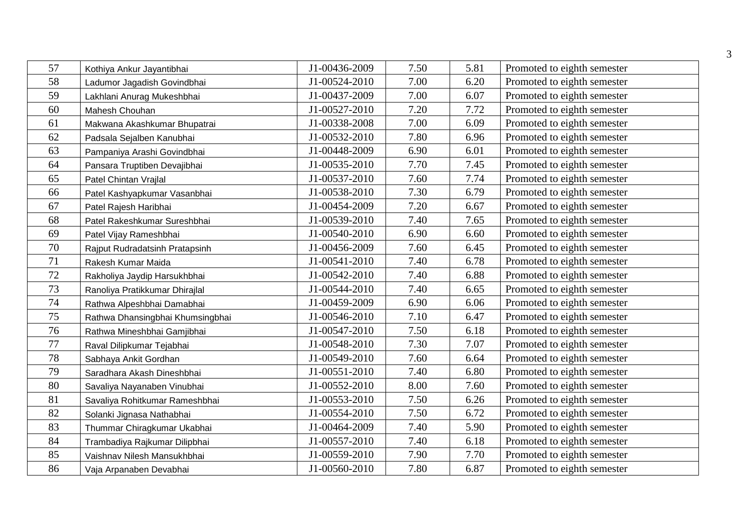| 57 | Kothiya Ankur Jayantibhai | J1-00436-2009 | 7.50 | 5.81 | Promoted to eighth semester |
|---|---|---|---|---|---|
| 58 | Ladumor Jagadish Govindbhai | J1-00524-2010 | 7.00 | 6.20 | Promoted to eighth semester |
| 59 | Lakhlani Anurag Mukeshbhai | J1-00437-2009 | 7.00 | 6.07 | Promoted to eighth semester |
| 60 | Mahesh Chouhan | J1-00527-2010 | 7.20 | 7.72 | Promoted to eighth semester |
| 61 | Makwana Akashkumar Bhupatrai | J1-00338-2008 | 7.00 | 6.09 | Promoted to eighth semester |
| 62 | Padsala Sejalben Kanubhai | J1-00532-2010 | 7.80 | 6.96 | Promoted to eighth semester |
| 63 | Pampaniya Arashi Govindbhai | J1-00448-2009 | 6.90 | 6.01 | Promoted to eighth semester |
| 64 | Pansara Truptiben Devajibhai | J1-00535-2010 | 7.70 | 7.45 | Promoted to eighth semester |
| 65 | Patel Chintan Vrajlal | J1-00537-2010 | 7.60 | 7.74 | Promoted to eighth semester |
| 66 | Patel Kashyapkumar Vasanbhai | J1-00538-2010 | 7.30 | 6.79 | Promoted to eighth semester |
| 67 | Patel Rajesh Haribhai | J1-00454-2009 | 7.20 | 6.67 | Promoted to eighth semester |
| 68 | Patel Rakeshkumar Sureshbhai | J1-00539-2010 | 7.40 | 7.65 | Promoted to eighth semester |
| 69 | Patel Vijay Rameshbhai | J1-00540-2010 | 6.90 | 6.60 | Promoted to eighth semester |
| 70 | Rajput Rudradatsinh Pratapsinh | J1-00456-2009 | 7.60 | 6.45 | Promoted to eighth semester |
| 71 | Rakesh Kumar Maida | J1-00541-2010 | 7.40 | 6.78 | Promoted to eighth semester |
| 72 | Rakholiya Jaydip Harsukhbhai | J1-00542-2010 | 7.40 | 6.88 | Promoted to eighth semester |
| 73 | Ranoliya Pratikkumar Dhirajlal | J1-00544-2010 | 7.40 | 6.65 | Promoted to eighth semester |
| 74 | Rathwa Alpeshbhai Damabhai | J1-00459-2009 | 6.90 | 6.06 | Promoted to eighth semester |
| 75 | Rathwa Dhansingbhai Khumsingbhai | J1-00546-2010 | 7.10 | 6.47 | Promoted to eighth semester |
| 76 | Rathwa Mineshbhai Gamjibhai | J1-00547-2010 | 7.50 | 6.18 | Promoted to eighth semester |
| 77 | Raval Dilipkumar Tejabhai | J1-00548-2010 | 7.30 | 7.07 | Promoted to eighth semester |
| 78 | Sabhaya Ankit Gordhan | J1-00549-2010 | 7.60 | 6.64 | Promoted to eighth semester |
| 79 | Saradhara Akash Dineshbhai | J1-00551-2010 | 7.40 | 6.80 | Promoted to eighth semester |
| 80 | Savaliya Nayanaben Vinubhai | J1-00552-2010 | 8.00 | 7.60 | Promoted to eighth semester |
| 81 | Savaliya Rohitkumar Rameshbhai | J1-00553-2010 | 7.50 | 6.26 | Promoted to eighth semester |
| 82 | Solanki Jignasa Nathabhai | J1-00554-2010 | 7.50 | 6.72 | Promoted to eighth semester |
| 83 | Thummar Chiragkumar Ukabhai | J1-00464-2009 | 7.40 | 5.90 | Promoted to eighth semester |
| 84 | Trambadiya Rajkumar Dilipbhai | J1-00557-2010 | 7.40 | 6.18 | Promoted to eighth semester |
| 85 | Vaishnav Nilesh Mansukhbhai | J1-00559-2010 | 7.90 | 7.70 | Promoted to eighth semester |
| 86 | Vaja Arpanaben Devabhai | J1-00560-2010 | 7.80 | 6.87 | Promoted to eighth semester |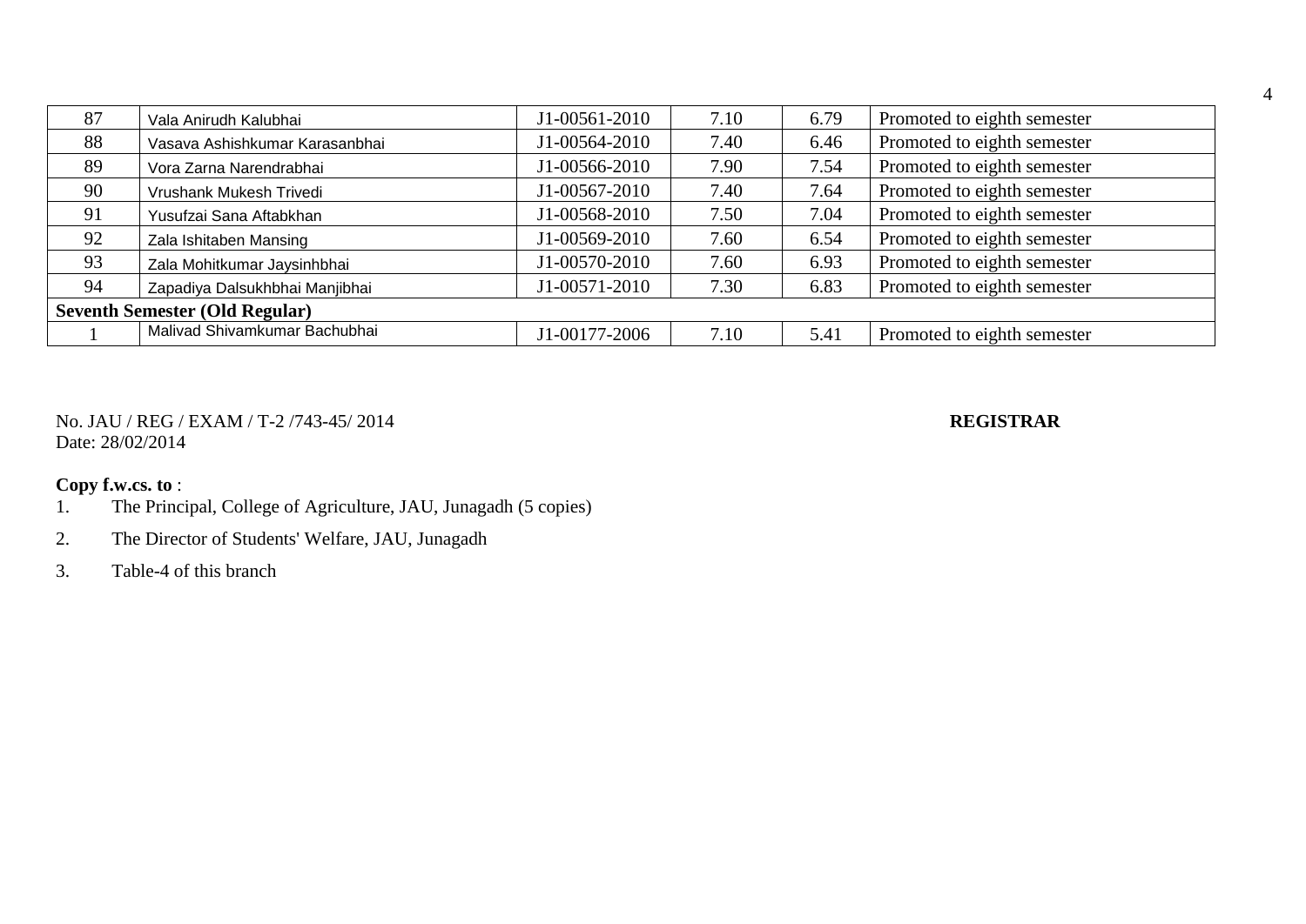| 87 | Vala Anirudh Kalubhai | J1-00561-2010 | 7.10 | 6.79 | Promoted to eighth semester |
|---|---|---|---|---|---|
| 88 | Vasava Ashishkumar Karasanbhai | J1-00564-2010 | 7.40 | 6.46 | Promoted to eighth semester |
| 89 | Vora Zarna Narendrabhai | J1-00566-2010 | 7.90 | 7.54 | Promoted to eighth semester |
| 90 | Vrushank Mukesh Trivedi | J1-00567-2010 | 7.40 | 7.64 | Promoted to eighth semester |
| 91 | Yusufzai Sana Aftabkhan | J1-00568-2010 | 7.50 | 7.04 | Promoted to eighth semester |
| 92 | Zala Ishitaben Mansing | J1-00569-2010 | 7.60 | 6.54 | Promoted to eighth semester |
| 93 | Zala Mohitkumar Jaysinhbhai | J1-00570-2010 | 7.60 | 6.93 | Promoted to eighth semester |
| 94 | Zapadiya Dalsukhbhai Manjibhai | J1-00571-2010 | 7.30 | 6.83 | Promoted to eighth semester |
| **Seventh Semester (Old Regular)** | | | | | |
| 1 | Malivad Shivamkumar Bachubhai | J1-00177-2006 | 7.10 | 5.41 | Promoted to eighth semester |

No. JAU / REG / EXAM / T-2 /743-45/ 2014

Date: 28/02/2014

**REGISTRAR**

**Copy f.w.cs. to** :

1. The Principal, College of Agriculture, JAU, Junagadh (5 copies)
2. The Director of Students' Welfare, JAU, Junagadh
3. Table-4 of this branch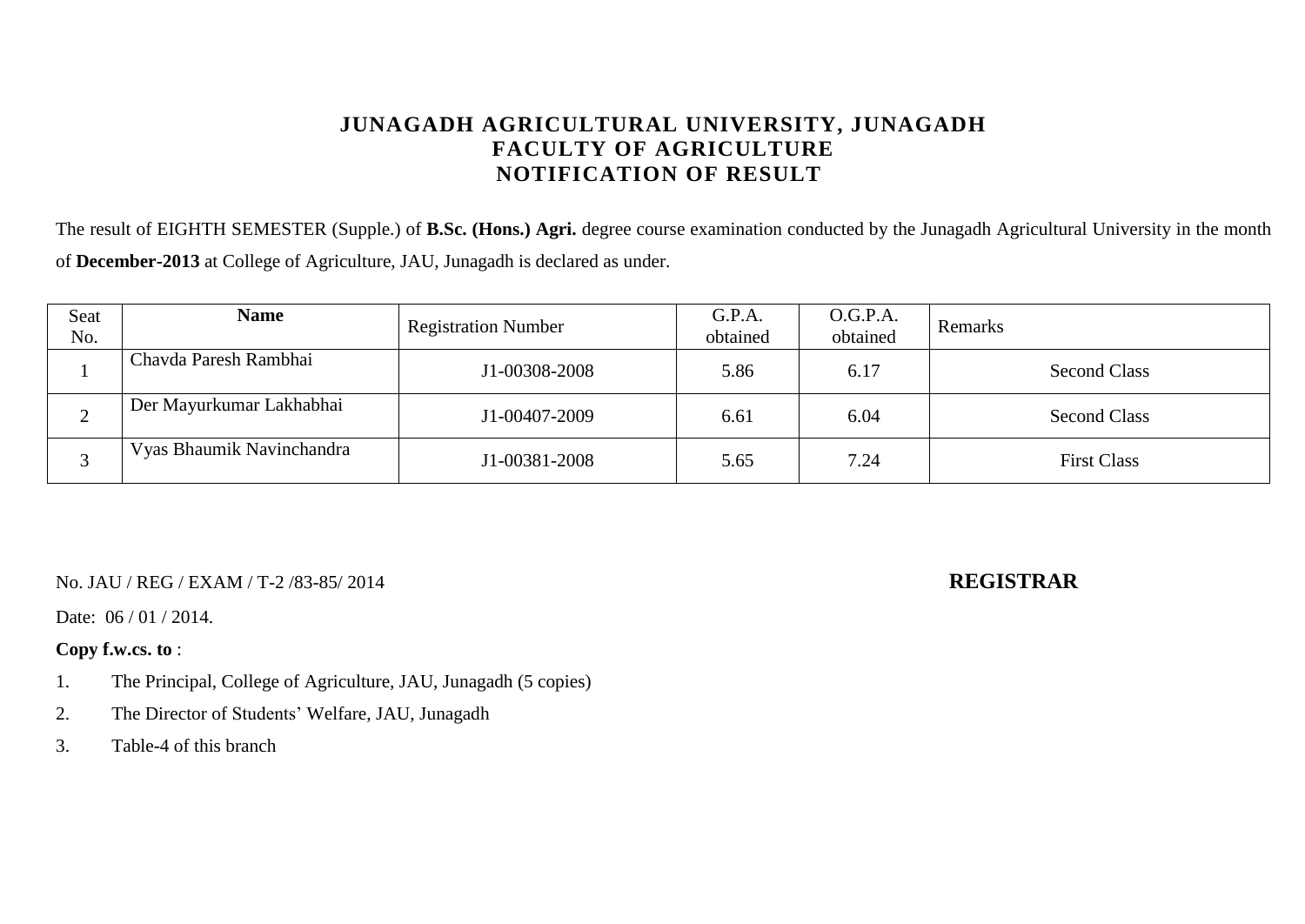# JUNAGADH AGRICULTURAL UNIVERSITY, JUNAGADH
## FACULTY OF AGRICULTURE
## NOTIFICATION OF RESULT

The result of EIGHTH SEMESTER (Supple.) of **B.Sc. (Hons.) Agri.** degree course examination conducted by the Junagadh Agricultural University in the month of **December-2013** at College of Agriculture, JAU, Junagadh is declared as under.

| Seat No. | **Name** | Registration Number | G.P.A. obtained | O.G.P.A. obtained | Remarks |
|---|---|---|---|---|---|
| 1 | Chavda Paresh Rambhai | J1-00308-2008 | 5.86 | 6.17 | Second Class |
| 2 | Der Mayurkumar Lakhabhai | J1-00407-2009 | 6.61 | 6.04 | Second Class |
| 3 | Vyas Bhaumik Navinchandra | J1-00381-2008 | 5.65 | 7.24 | First Class |

No. JAU / REG / EXAM / T-2 /83-85/ 2014

**REGISTRAR**

Date: 06 / 01 / 2014.

**Copy f.w.cs. to** :

1. The Principal, College of Agriculture, JAU, Junagadh (5 copies)
2. The Director of Students' Welfare, JAU, Junagadh
3. Table-4 of this branch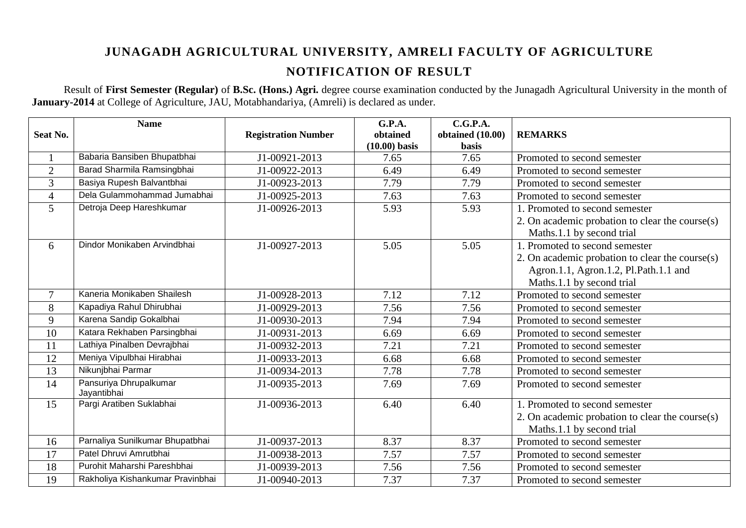# JUNAGADH AGRICULTURAL UNIVERSITY, AMRELI FACULTY OF AGRICULTURE

## NOTIFICATION OF RESULT

Result of **First Semester (Regular)** of **B.Sc. (Hons.) Agri.** degree course examination conducted by the Junagadh Agricultural University in the month of **January-2014** at College of Agriculture, JAU, Motabhandariya, (Amreli) is declared as under.

| Seat No. | Name | Registration Number | G.P.A. obtained (10.00) basis | C.G.P.A. obtained (10.00) basis | REMARKS |
|---|---|---|---|---|---|
| 1 | Babaria Bansiben Bhupatbhai | J1-00921-2013 | 7.65 | 7.65 | Promoted to second semester |
| 2 | Barad Sharmila Ramsingbhai | J1-00922-2013 | 6.49 | 6.49 | Promoted to second semester |
| 3 | Basiya Rupesh Balvantbhai | J1-00923-2013 | 7.79 | 7.79 | Promoted to second semester |
| 4 | Dela Gulammohammad Jumabhai | J1-00925-2013 | 7.63 | 7.63 | Promoted to second semester |
| 5 | Detroja Deep Hareshkumar | J1-00926-2013 | 5.93 | 5.93 | 1. Promoted to second semester<br>2. On academic probation to clear the course(s) Maths.1.1 by second trial |
| 6 | Dindor Monikaben Arvindbhai | J1-00927-2013 | 5.05 | 5.05 | 1. Promoted to second semester<br>2. On academic probation to clear the course(s) Agron.1.1, Agron.1.2, Pl.Path.1.1 and Maths.1.1 by second trial |
| 7 | Kaneria Monikaben Shailesh | J1-00928-2013 | 7.12 | 7.12 | Promoted to second semester |
| 8 | Kapadiya Rahul Dhirubhai | J1-00929-2013 | 7.56 | 7.56 | Promoted to second semester |
| 9 | Karena Sandip Gokalbhai | J1-00930-2013 | 7.94 | 7.94 | Promoted to second semester |
| 10 | Katara Rekhaben Parsingbhai | J1-00931-2013 | 6.69 | 6.69 | Promoted to second semester |
| 11 | Lathiya Pinalben Devrajbhai | J1-00932-2013 | 7.21 | 7.21 | Promoted to second semester |
| 12 | Meniya Vipulbhai Hirabhai | J1-00933-2013 | 6.68 | 6.68 | Promoted to second semester |
| 13 | Nikunjbhai Parmar | J1-00934-2013 | 7.78 | 7.78 | Promoted to second semester |
| 14 | Pansuriya Dhrupalkumar Jayantibhai | J1-00935-2013 | 7.69 | 7.69 | Promoted to second semester |
| 15 | Pargi Aratiben Suklabhai | J1-00936-2013 | 6.40 | 6.40 | 1. Promoted to second semester<br>2. On academic probation to clear the course(s) Maths.1.1 by second trial |
| 16 | Parnaliya Sunilkumar Bhupatbhai | J1-00937-2013 | 8.37 | 8.37 | Promoted to second semester |
| 17 | Patel Dhruvi Amrutbhai | J1-00938-2013 | 7.57 | 7.57 | Promoted to second semester |
| 18 | Purohit Maharshi Pareshbhai | J1-00939-2013 | 7.56 | 7.56 | Promoted to second semester |
| 19 | Rakholiya Kishankumar Pravinbhai | J1-00940-2013 | 7.37 | 7.37 | Promoted to second semester |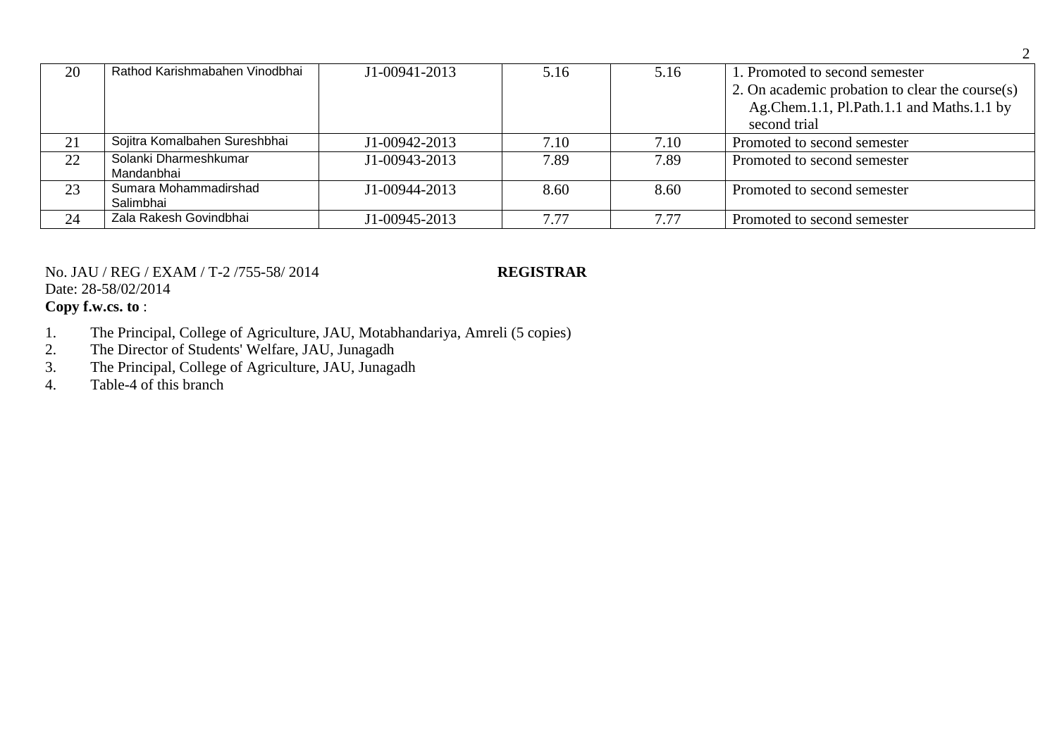| 20 | Rathod Karishmabahen Vinodbhai | J1-00941-2013 | 5.16 | 5.16 | 1. Promoted to second semester<br>2. On academic probation to clear the course(s) Ag.Chem.1.1, Pl.Path.1.1 and Maths.1.1 by second trial |
|---|---|---|---|---|---|
| 21 | Sojitra Komalbahen Sureshbhai | J1-00942-2013 | 7.10 | 7.10 | Promoted to second semester |
| 22 | Solanki Dharmeshkumar Mandanbhai | J1-00943-2013 | 7.89 | 7.89 | Promoted to second semester |
| 23 | Sumara Mohammadirshad Salimbhai | J1-00944-2013 | 8.60 | 8.60 | Promoted to second semester |
| 24 | Zala Rakesh Govindbhai | J1-00945-2013 | 7.77 | 7.77 | Promoted to second semester |

No. JAU / REG / EXAM / T-2 /755-58/ 2014 **REGISTRAR**
Date: 28-58/02/2014
**Copy f.w.cs. to** :

1. The Principal, College of Agriculture, JAU, Motabhandariya, Amreli (5 copies)
2. The Director of Students' Welfare, JAU, Junagadh
3. The Principal, College of Agriculture, JAU, Junagadh
4. Table-4 of this branch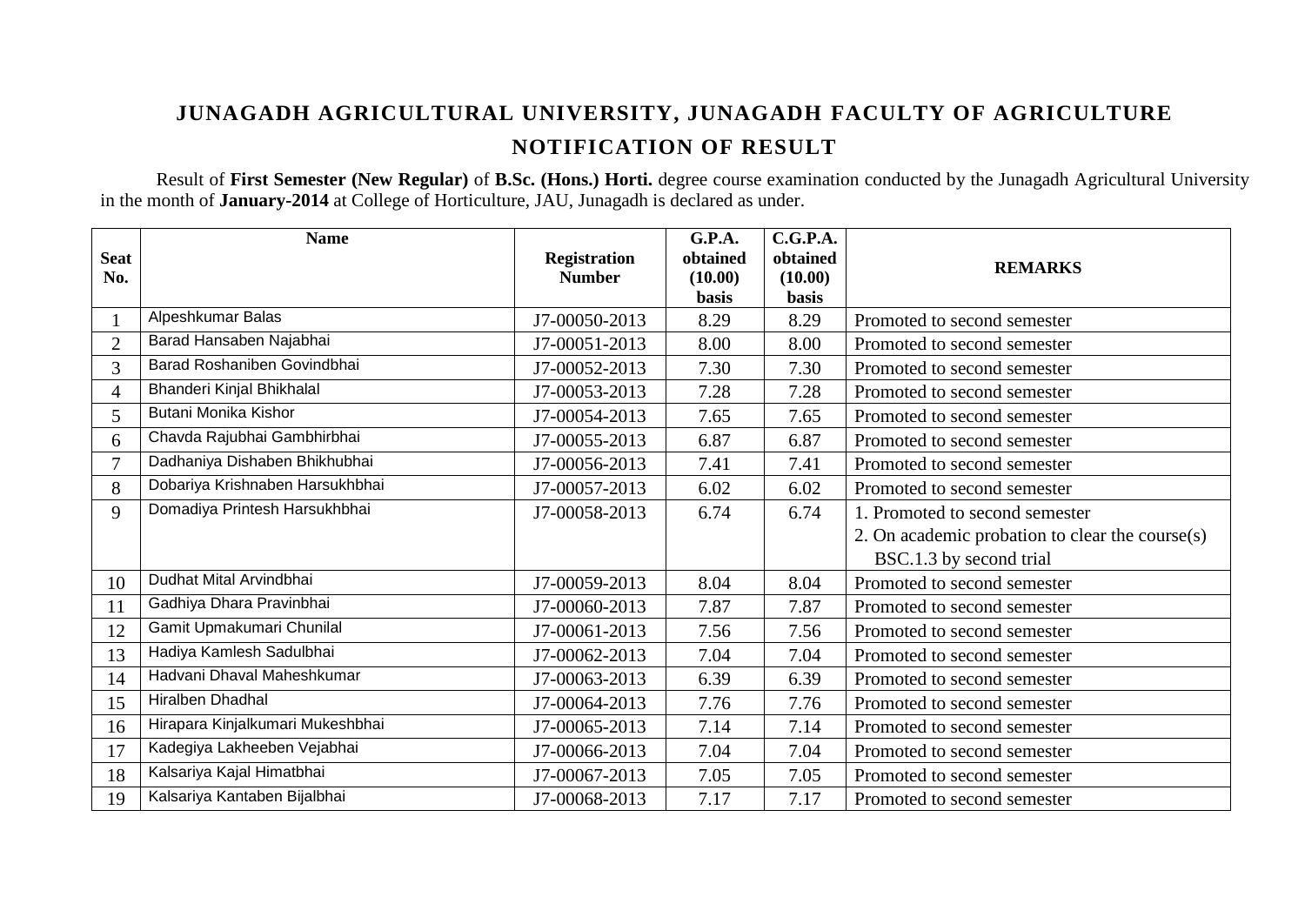# JUNAGADH AGRICULTURAL UNIVERSITY, JUNAGADH FACULTY OF AGRICULTURE

## NOTIFICATION OF RESULT

Result of **First Semester (New Regular)** of **B.Sc. (Hons.) Horti.** degree course examination conducted by the Junagadh Agricultural University in the month of **January-2014** at College of Horticulture, JAU, Junagadh is declared as under.

| Seat No. | Name | Registration Number | G.P.A. obtained (10.00) basis | C.G.P.A. obtained (10.00) basis | REMARKS |
|---|---|---|---|---|---|
| 1 | Alpeshkumar Balas | J7-00050-2013 | 8.29 | 8.29 | Promoted to second semester |
| 2 | Barad Hansaben Najabhai | J7-00051-2013 | 8.00 | 8.00 | Promoted to second semester |
| 3 | Barad Roshaniben Govindbhai | J7-00052-2013 | 7.30 | 7.30 | Promoted to second semester |
| 4 | Bhanderi Kinjal Bhikhalal | J7-00053-2013 | 7.28 | 7.28 | Promoted to second semester |
| 5 | Butani Monika Kishor | J7-00054-2013 | 7.65 | 7.65 | Promoted to second semester |
| 6 | Chavda Rajubhai Gambhirbhai | J7-00055-2013 | 6.87 | 6.87 | Promoted to second semester |
| 7 | Dadhaniya Dishaben Bhikhubhai | J7-00056-2013 | 7.41 | 7.41 | Promoted to second semester |
| 8 | Dobariya Krishnaben Harsukhbhai | J7-00057-2013 | 6.02 | 6.02 | Promoted to second semester |
| 9 | Domadiya Printesh Harsukhbhai | J7-00058-2013 | 6.74 | 6.74 | 1. Promoted to second semester<br>2. On academic probation to clear the course(s) BSC.1.3 by second trial |
| 10 | Dudhat Mital Arvindbhai | J7-00059-2013 | 8.04 | 8.04 | Promoted to second semester |
| 11 | Gadhiya Dhara Pravinbhai | J7-00060-2013 | 7.87 | 7.87 | Promoted to second semester |
| 12 | Gamit Upmakumari Chunilal | J7-00061-2013 | 7.56 | 7.56 | Promoted to second semester |
| 13 | Hadiya Kamlesh Sadulbhai | J7-00062-2013 | 7.04 | 7.04 | Promoted to second semester |
| 14 | Hadvani Dhaval Maheshkumar | J7-00063-2013 | 6.39 | 6.39 | Promoted to second semester |
| 15 | Hiralben Dhadhal | J7-00064-2013 | 7.76 | 7.76 | Promoted to second semester |
| 16 | Hirapara Kinjalkumari Mukeshbhai | J7-00065-2013 | 7.14 | 7.14 | Promoted to second semester |
| 17 | Kadegiya Lakheeben Vejabhai | J7-00066-2013 | 7.04 | 7.04 | Promoted to second semester |
| 18 | Kalsariya Kajal Himatbhai | J7-00067-2013 | 7.05 | 7.05 | Promoted to second semester |
| 19 | Kalsariya Kantaben Bijalbhai | J7-00068-2013 | 7.17 | 7.17 | Promoted to second semester |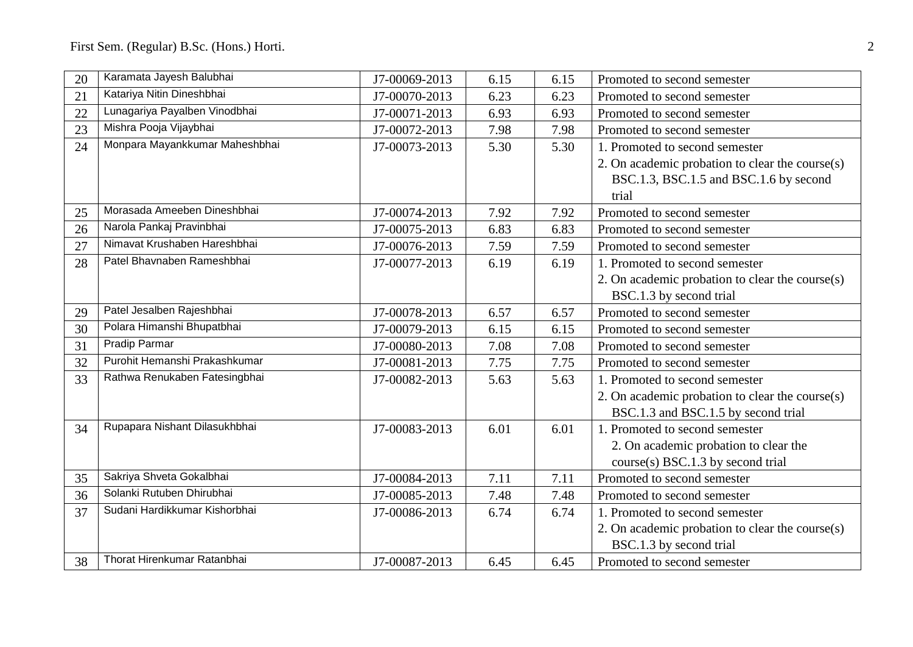| 20 | Karamata Jayesh Balubhai | J7-00069-2013 | 6.15 | 6.15 | Promoted to second semester |
|---|---|---|---|---|---|
| 21 | Katariya Nitin Dineshbhai | J7-00070-2013 | 6.23 | 6.23 | Promoted to second semester |
| 22 | Lunagariya Payalben Vinodbhai | J7-00071-2013 | 6.93 | 6.93 | Promoted to second semester |
| 23 | Mishra Pooja Vijaybhai | J7-00072-2013 | 7.98 | 7.98 | Promoted to second semester |
| 24 | Monpara Mayankkumar Maheshbhai | J7-00073-2013 | 5.30 | 5.30 | 1. Promoted to second semester 2. On academic probation to clear the course(s) BSC.1.3, BSC.1.5 and BSC.1.6 by second trial |
| 25 | Morasada Ameeben Dineshbhai | J7-00074-2013 | 7.92 | 7.92 | Promoted to second semester |
| 26 | Narola Pankaj Pravinbhai | J7-00075-2013 | 6.83 | 6.83 | Promoted to second semester |
| 27 | Nimavat Krushaben Hareshbhai | J7-00076-2013 | 7.59 | 7.59 | Promoted to second semester |
| 28 | Patel Bhavnaben Rameshbhai | J7-00077-2013 | 6.19 | 6.19 | 1. Promoted to second semester 2. On academic probation to clear the course(s) BSC.1.3 by second trial |
| 29 | Patel Jesalben Rajeshbhai | J7-00078-2013 | 6.57 | 6.57 | Promoted to second semester |
| 30 | Polara Himanshi Bhupatbhai | J7-00079-2013 | 6.15 | 6.15 | Promoted to second semester |
| 31 | Pradip Parmar | J7-00080-2013 | 7.08 | 7.08 | Promoted to second semester |
| 32 | Purohit Hemanshi Prakashkumar | J7-00081-2013 | 7.75 | 7.75 | Promoted to second semester |
| 33 | Rathwa Renukaben Fatesingbhai | J7-00082-2013 | 5.63 | 5.63 | 1. Promoted to second semester 2. On academic probation to clear the course(s) BSC.1.3 and BSC.1.5 by second trial |
| 34 | Rupapara Nishant Dilasukhbhai | J7-00083-2013 | 6.01 | 6.01 | 1. Promoted to second semester 2. On academic probation to clear the course(s) BSC.1.3 by second trial |
| 35 | Sakriya Shveta Gokalbhai | J7-00084-2013 | 7.11 | 7.11 | Promoted to second semester |
| 36 | Solanki Rutuben Dhirubhai | J7-00085-2013 | 7.48 | 7.48 | Promoted to second semester |
| 37 | Sudani Hardikkumar Kishorbhai | J7-00086-2013 | 6.74 | 6.74 | 1. Promoted to second semester 2. On academic probation to clear the course(s) BSC.1.3 by second trial |
| 38 | Thorat Hirenkumar Ratanbhai | J7-00087-2013 | 6.45 | 6.45 | Promoted to second semester |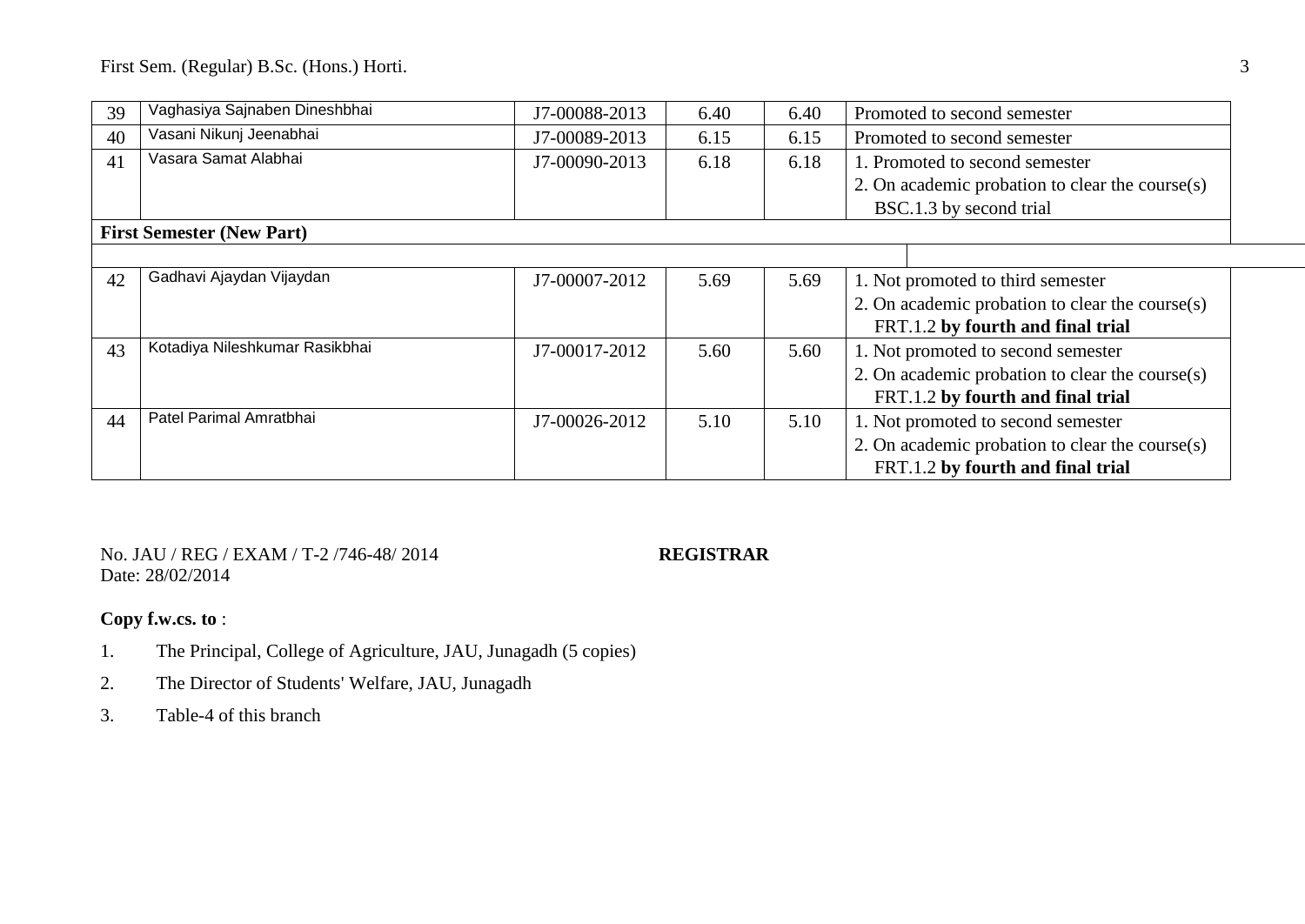| | | | | | |
|---|---|---|---|---|---|
| 39 | Vaghasiya Sajnaben Dineshbhai | J7-00088-2013 | 6.40 | 6.40 | Promoted to second semester |
| 40 | Vasani Nikunj Jeenabhai | J7-00089-2013 | 6.15 | 6.15 | Promoted to second semester |
| 41 | Vasara Samat Alabhai | J7-00090-2013 | 6.18 | 6.18 | 1. Promoted to second semester<br>2. On academic probation to clear the course(s) BSC.1.3 by second trial |
| **First Semester (New Part)** | | | | | |
| 42 | Gadhavi Ajaydan Vijaydan | J7-00007-2012 | 5.69 | 5.69 | 1. Not promoted to third semester<br>2. On academic probation to clear the course(s) FRT.1.2 **by fourth and final trial** |
| 43 | Kotadiya Nileshkumar Rasikbhai | J7-00017-2012 | 5.60 | 5.60 | 1. Not promoted to second semester<br>2. On academic probation to clear the course(s) FRT.1.2 **by fourth and final trial** |
| 44 | Patel Parimal Amratbhai | J7-00026-2012 | 5.10 | 5.10 | 1. Not promoted to second semester<br>2. On academic probation to clear the course(s) FRT.1.2 **by fourth and final trial** |

No. JAU / REG / EXAM / T-2 /746-48/ 2014 **REGISTRAR**
Date: 28/02/2014

**Copy f.w.cs. to** :

1. The Principal, College of Agriculture, JAU, Junagadh (5 copies)
2. The Director of Students' Welfare, JAU, Junagadh
3. Table-4 of this branch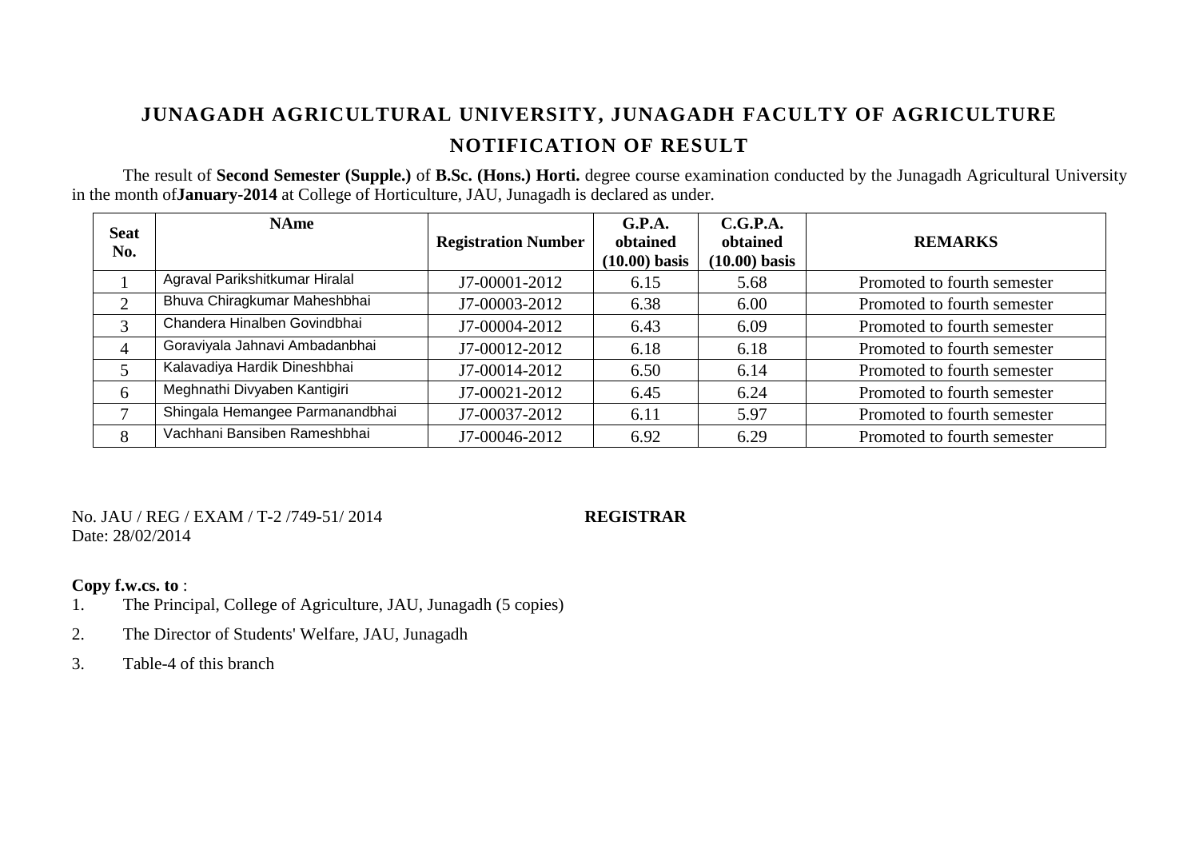# JUNAGADH AGRICULTURAL UNIVERSITY, JUNAGADH FACULTY OF AGRICULTURE

## NOTIFICATION OF RESULT

The result of **Second Semester (Supple.)** of **B.Sc. (Hons.) Horti.** degree course examination conducted by the Junagadh Agricultural University in the month of**January-2014** at College of Horticulture, JAU, Junagadh is declared as under.

| Seat No. | NAme | Registration Number | G.P.A. obtained (10.00) basis | C.G.P.A. obtained (10.00) basis | REMARKS |
|---|---|---|---|---|---|
| 1 | Agraval Parikshitkumar Hiralal | J7-00001-2012 | 6.15 | 5.68 | Promoted to fourth semester |
| 2 | Bhuva Chiragkumar Maheshbhai | J7-00003-2012 | 6.38 | 6.00 | Promoted to fourth semester |
| 3 | Chandera Hinalben Govindbhai | J7-00004-2012 | 6.43 | 6.09 | Promoted to fourth semester |
| 4 | Goraviyala Jahnavi Ambadanbhai | J7-00012-2012 | 6.18 | 6.18 | Promoted to fourth semester |
| 5 | Kalavadiya Hardik Dineshbhai | J7-00014-2012 | 6.50 | 6.14 | Promoted to fourth semester |
| 6 | Meghnathi Divyaben Kantigiri | J7-00021-2012 | 6.45 | 6.24 | Promoted to fourth semester |
| 7 | Shingala Hemangee Parmanandbhai | J7-00037-2012 | 6.11 | 5.97 | Promoted to fourth semester |
| 8 | Vachhani Bansiben Rameshbhai | J7-00046-2012 | 6.92 | 6.29 | Promoted to fourth semester |

No. JAU / REG / EXAM / T-2 /749-51/ 2014 **REGISTRAR**
Date: 28/02/2014

**Copy f.w.cs. to** :

1. The Principal, College of Agriculture, JAU, Junagadh (5 copies)
2. The Director of Students' Welfare, JAU, Junagadh
3. Table-4 of this branch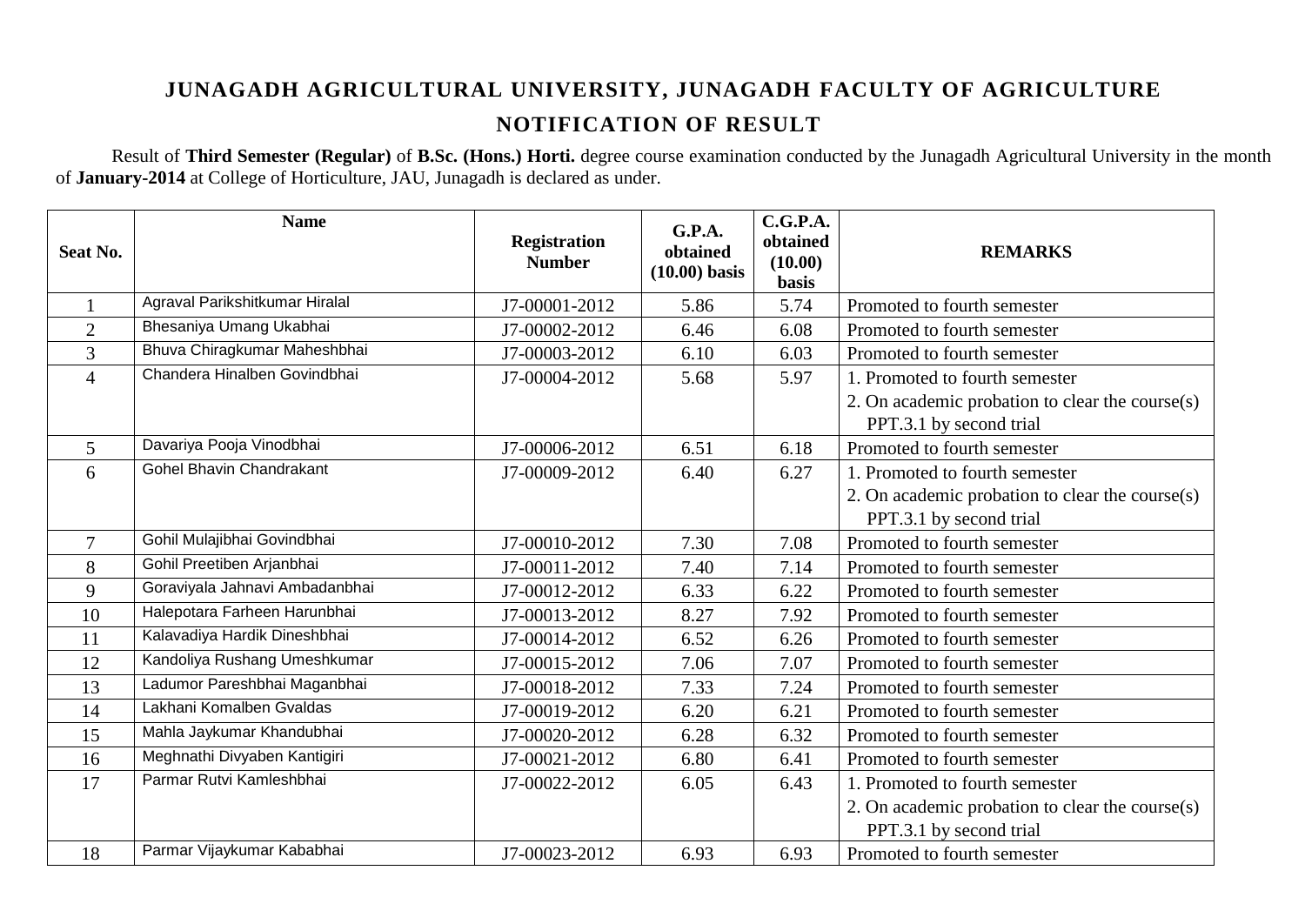# JUNAGADH AGRICULTURAL UNIVERSITY, JUNAGADH FACULTY OF AGRICULTURE

## NOTIFICATION OF RESULT

Result of **Third Semester (Regular)** of **B.Sc. (Hons.) Horti.** degree course examination conducted by the Junagadh Agricultural University in the month of **January-2014** at College of Horticulture, JAU, Junagadh is declared as under.

| Seat No. | Name | Registration Number | G.P.A. obtained (10.00) basis | C.G.P.A. obtained (10.00) basis | REMARKS |
|---|---|---|---|---|---|
| 1 | Agraval Parikshitkumar Hiralal | J7-00001-2012 | 5.86 | 5.74 | Promoted to fourth semester |
| 2 | Bhesaniya Umang Ukabhai | J7-00002-2012 | 6.46 | 6.08 | Promoted to fourth semester |
| 3 | Bhuva Chiragkumar Maheshbhai | J7-00003-2012 | 6.10 | 6.03 | Promoted to fourth semester |
| 4 | Chandera Hinalben Govindbhai | J7-00004-2012 | 5.68 | 5.97 | 1. Promoted to fourth semester<br>2. On academic probation to clear the course(s) PPT.3.1 by second trial |
| 5 | Davariya Pooja Vinodbhai | J7-00006-2012 | 6.51 | 6.18 | Promoted to fourth semester |
| 6 | Gohel Bhavin Chandrakant | J7-00009-2012 | 6.40 | 6.27 | 1. Promoted to fourth semester<br>2. On academic probation to clear the course(s) PPT.3.1 by second trial |
| 7 | Gohil Mulajibhai Govindbhai | J7-00010-2012 | 7.30 | 7.08 | Promoted to fourth semester |
| 8 | Gohil Preetiben Arjanbhai | J7-00011-2012 | 7.40 | 7.14 | Promoted to fourth semester |
| 9 | Goraviyala Jahnavi Ambadanbhai | J7-00012-2012 | 6.33 | 6.22 | Promoted to fourth semester |
| 10 | Halepotara Farheen Harunbhai | J7-00013-2012 | 8.27 | 7.92 | Promoted to fourth semester |
| 11 | Kalavadiya Hardik Dineshbhai | J7-00014-2012 | 6.52 | 6.26 | Promoted to fourth semester |
| 12 | Kandoliya Rushang Umeshkumar | J7-00015-2012 | 7.06 | 7.07 | Promoted to fourth semester |
| 13 | Ladumor Pareshbhai Maganbhai | J7-00018-2012 | 7.33 | 7.24 | Promoted to fourth semester |
| 14 | Lakhani Komalben Gvaldas | J7-00019-2012 | 6.20 | 6.21 | Promoted to fourth semester |
| 15 | Mahla Jaykumar Khandubhai | J7-00020-2012 | 6.28 | 6.32 | Promoted to fourth semester |
| 16 | Meghnathi Divyaben Kantigiri | J7-00021-2012 | 6.80 | 6.41 | Promoted to fourth semester |
| 17 | Parmar Rutvi Kamleshbhai | J7-00022-2012 | 6.05 | 6.43 | 1. Promoted to fourth semester<br>2. On academic probation to clear the course(s) PPT.3.1 by second trial |
| 18 | Parmar Vijaykumar Kababhai | J7-00023-2012 | 6.93 | 6.93 | Promoted to fourth semester |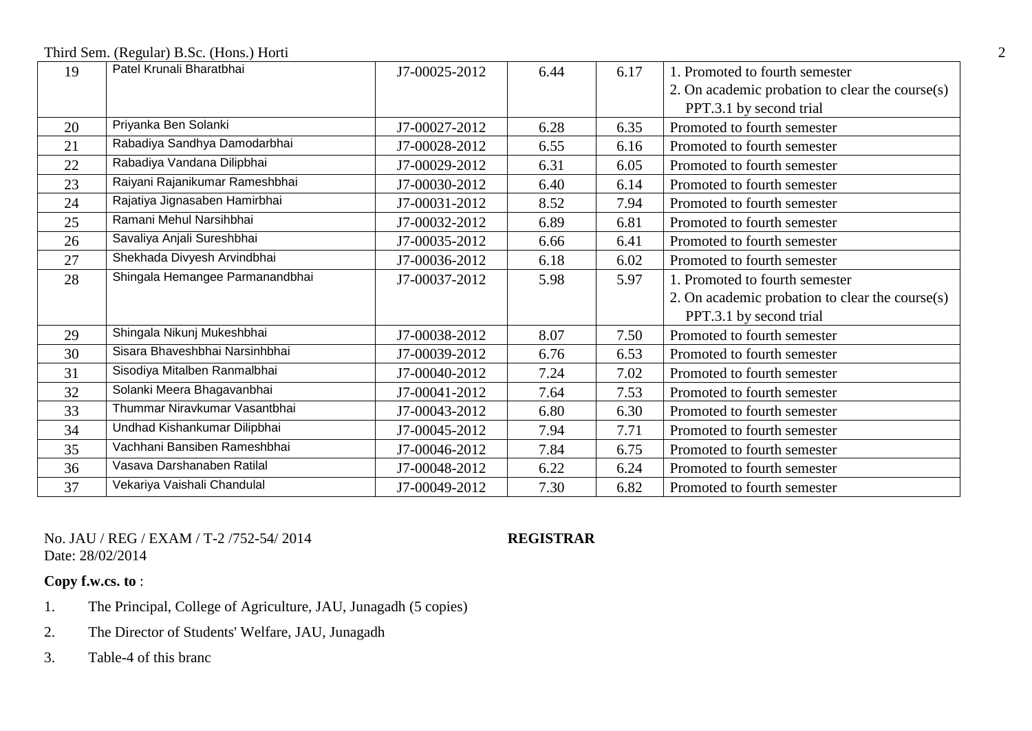| | | | | | |
|---|---|---|---|---|---|
| 19 | Patel Krunali Bharatbhai | J7-00025-2012 | 6.44 | 6.17 | 1. Promoted to fourth semester<br>2. On academic probation to clear the course(s) PPT.3.1 by second trial |
| 20 | Priyanka Ben Solanki | J7-00027-2012 | 6.28 | 6.35 | Promoted to fourth semester |
| 21 | Rabadiya Sandhya Damodarbhai | J7-00028-2012 | 6.55 | 6.16 | Promoted to fourth semester |
| 22 | Rabadiya Vandana Dilipbhai | J7-00029-2012 | 6.31 | 6.05 | Promoted to fourth semester |
| 23 | Raiyani Rajanikumar Rameshbhai | J7-00030-2012 | 6.40 | 6.14 | Promoted to fourth semester |
| 24 | Rajatiya Jignasaben Hamirbhai | J7-00031-2012 | 8.52 | 7.94 | Promoted to fourth semester |
| 25 | Ramani Mehul Narsihbhai | J7-00032-2012 | 6.89 | 6.81 | Promoted to fourth semester |
| 26 | Savaliya Anjali Sureshbhai | J7-00035-2012 | 6.66 | 6.41 | Promoted to fourth semester |
| 27 | Shekhada Divyesh Arvindbhai | J7-00036-2012 | 6.18 | 6.02 | Promoted to fourth semester |
| 28 | Shingala Hemangee Parmanandbhai | J7-00037-2012 | 5.98 | 5.97 | 1. Promoted to fourth semester<br>2. On academic probation to clear the course(s) PPT.3.1 by second trial |
| 29 | Shingala Nikunj Mukeshbhai | J7-00038-2012 | 8.07 | 7.50 | Promoted to fourth semester |
| 30 | Sisara Bhaveshbhai Narsinhbhai | J7-00039-2012 | 6.76 | 6.53 | Promoted to fourth semester |
| 31 | Sisodiya Mitalben Ranmalbhai | J7-00040-2012 | 7.24 | 7.02 | Promoted to fourth semester |
| 32 | Solanki Meera Bhagavanbhai | J7-00041-2012 | 7.64 | 7.53 | Promoted to fourth semester |
| 33 | Thummar Niravkumar Vasantbhai | J7-00043-2012 | 6.80 | 6.30 | Promoted to fourth semester |
| 34 | Undhad Kishankumar Dilipbhai | J7-00045-2012 | 7.94 | 7.71 | Promoted to fourth semester |
| 35 | Vachhani Bansiben Rameshbhai | J7-00046-2012 | 7.84 | 6.75 | Promoted to fourth semester |
| 36 | Vasava Darshanaben Ratilal | J7-00048-2012 | 6.22 | 6.24 | Promoted to fourth semester |
| 37 | Vekariya Vaishali Chandulal | J7-00049-2012 | 7.30 | 6.82 | Promoted to fourth semester |

No. JAU / REG / EXAM / T-2 /752-54/ 2014

Date: 28/02/2014

**REGISTRAR**

**Copy f.w.cs. to** :

1. The Principal, College of Agriculture, JAU, Junagadh (5 copies)
2. The Director of Students' Welfare, JAU, Junagadh
3. Table-4 of this branc